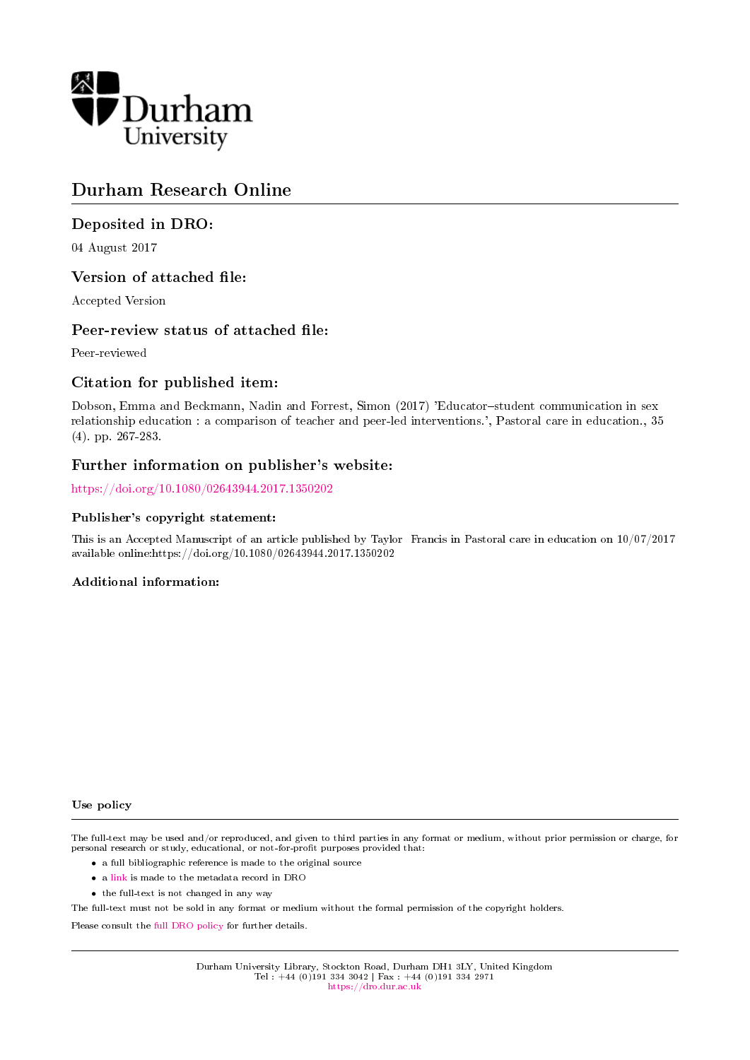Durham University

# Durham Research Online

## Deposited in DRO:

04 August 2017

## Version of attached file:

Accepted Version

## Peer-review status of attached file:

Peer-reviewed

## Citation for published item:

Dobson, Emma and Beckmann, Nadin and Forrest, Simon (2017) 'Educator–student communication in sex relationship education : a comparison of teacher and peer-led interventions.', Pastoral care in education., 35 (4). pp. 267-283.

## Further information on publisher's website:

https://doi.org/10.1080/02643944.2017.1350202

### Publisher's copyright statement:

This is an Accepted Manuscript of an article published by Taylor Francis in Pastoral care in education on 10/07/2017 available online:https://doi.org/10.1080/02643944.2017.1350202

### Additional information:

#### Use policy

The full-text may be used and/or reproduced, and given to third parties in any format or medium, without prior permission or charge, for personal research or study, educational, or not-for-profit purposes provided that:

- a full bibliographic reference is made to the original source
- a link is made to the metadata record in DRO
- the full-text is not changed in any way

The full-text must not be sold in any format or medium without the formal permission of the copyright holders.

Please consult the full DRO policy for further details.

Durham University Library, Stockton Road, Durham DH1 3LY, United Kingdom
Tel : +44 (0)191 334 3042 | Fax : +44 (0)191 334 2971
https://dro.dur.ac.uk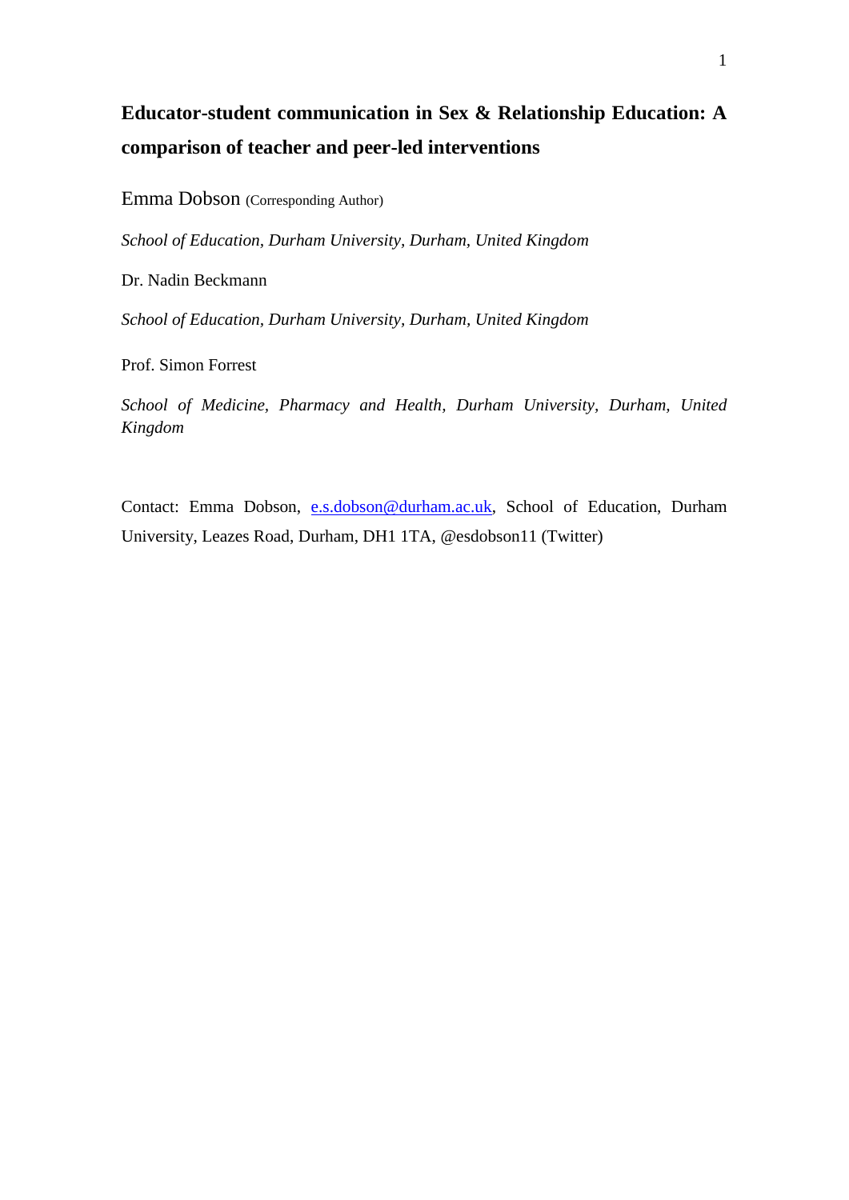# Educator-student communication in Sex & Relationship Education: A comparison of teacher and peer-led interventions

Emma Dobson (Corresponding Author)

*School of Education, Durham University, Durham, United Kingdom*

Dr. Nadin Beckmann

*School of Education, Durham University, Durham, United Kingdom*

Prof. Simon Forrest

*School of Medicine, Pharmacy and Health, Durham University, Durham, United Kingdom*

Contact: Emma Dobson, e.s.dobson@durham.ac.uk, School of Education, Durham University, Leazes Road, Durham, DH1 1TA, @esdobson11 (Twitter)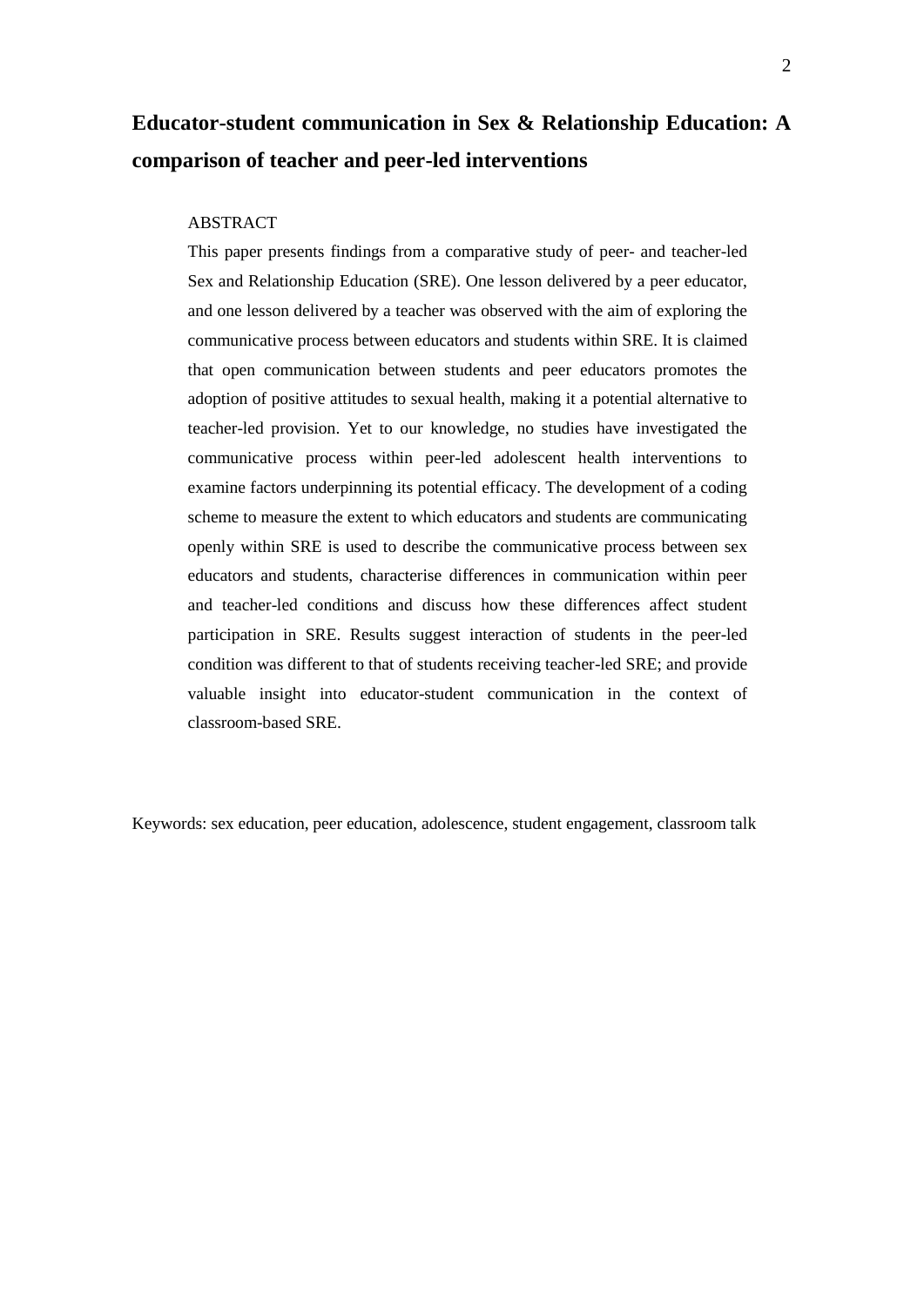# Educator-student communication in Sex & Relationship Education: A comparison of teacher and peer-led interventions

ABSTRACT

This paper presents findings from a comparative study of peer- and teacher-led Sex and Relationship Education (SRE). One lesson delivered by a peer educator, and one lesson delivered by a teacher was observed with the aim of exploring the communicative process between educators and students within SRE. It is claimed that open communication between students and peer educators promotes the adoption of positive attitudes to sexual health, making it a potential alternative to teacher-led provision. Yet to our knowledge, no studies have investigated the communicative process within peer-led adolescent health interventions to examine factors underpinning its potential efficacy. The development of a coding scheme to measure the extent to which educators and students are communicating openly within SRE is used to describe the communicative process between sex educators and students, characterise differences in communication within peer and teacher-led conditions and discuss how these differences affect student participation in SRE. Results suggest interaction of students in the peer-led condition was different to that of students receiving teacher-led SRE; and provide valuable insight into educator-student communication in the context of classroom-based SRE.

Keywords: sex education, peer education, adolescence, student engagement, classroom talk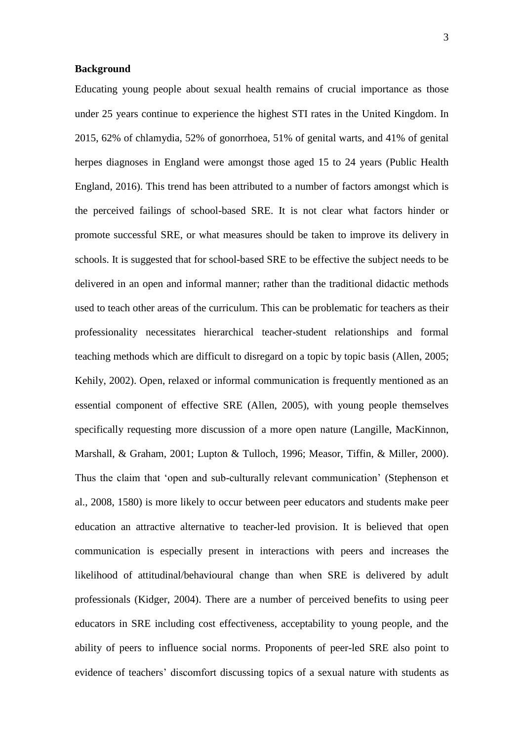**Background**

Educating young people about sexual health remains of crucial importance as those under 25 years continue to experience the highest STI rates in the United Kingdom. In 2015, 62% of chlamydia, 52% of gonorrhoea, 51% of genital warts, and 41% of genital herpes diagnoses in England were amongst those aged 15 to 24 years (Public Health England, 2016). This trend has been attributed to a number of factors amongst which is the perceived failings of school-based SRE. It is not clear what factors hinder or promote successful SRE, or what measures should be taken to improve its delivery in schools. It is suggested that for school-based SRE to be effective the subject needs to be delivered in an open and informal manner; rather than the traditional didactic methods used to teach other areas of the curriculum. This can be problematic for teachers as their professionality necessitates hierarchical teacher-student relationships and formal teaching methods which are difficult to disregard on a topic by topic basis (Allen, 2005; Kehily, 2002). Open, relaxed or informal communication is frequently mentioned as an essential component of effective SRE (Allen, 2005), with young people themselves specifically requesting more discussion of a more open nature (Langille, MacKinnon, Marshall, & Graham, 2001; Lupton & Tulloch, 1996; Measor, Tiffin, & Miller, 2000). Thus the claim that 'open and sub-culturally relevant communication' (Stephenson et al., 2008, 1580) is more likely to occur between peer educators and students make peer education an attractive alternative to teacher-led provision. It is believed that open communication is especially present in interactions with peers and increases the likelihood of attitudinal/behavioural change than when SRE is delivered by adult professionals (Kidger, 2004). There are a number of perceived benefits to using peer educators in SRE including cost effectiveness, acceptability to young people, and the ability of peers to influence social norms. Proponents of peer-led SRE also point to evidence of teachers' discomfort discussing topics of a sexual nature with students as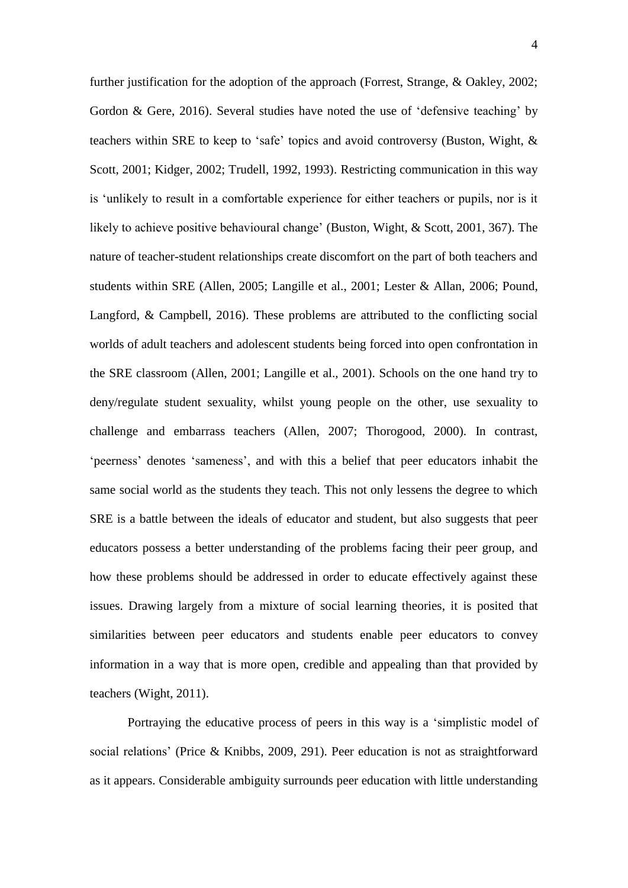further justification for the adoption of the approach (Forrest, Strange, & Oakley, 2002; Gordon & Gere, 2016). Several studies have noted the use of 'defensive teaching' by teachers within SRE to keep to 'safe' topics and avoid controversy (Buston, Wight, & Scott, 2001; Kidger, 2002; Trudell, 1992, 1993). Restricting communication in this way is 'unlikely to result in a comfortable experience for either teachers or pupils, nor is it likely to achieve positive behavioural change' (Buston, Wight, & Scott, 2001, 367). The nature of teacher-student relationships create discomfort on the part of both teachers and students within SRE (Allen, 2005; Langille et al., 2001; Lester & Allan, 2006; Pound, Langford, & Campbell, 2016). These problems are attributed to the conflicting social worlds of adult teachers and adolescent students being forced into open confrontation in the SRE classroom (Allen, 2001; Langille et al., 2001). Schools on the one hand try to deny/regulate student sexuality, whilst young people on the other, use sexuality to challenge and embarrass teachers (Allen, 2007; Thorogood, 2000). In contrast, 'peerness' denotes 'sameness', and with this a belief that peer educators inhabit the same social world as the students they teach. This not only lessens the degree to which SRE is a battle between the ideals of educator and student, but also suggests that peer educators possess a better understanding of the problems facing their peer group, and how these problems should be addressed in order to educate effectively against these issues. Drawing largely from a mixture of social learning theories, it is posited that similarities between peer educators and students enable peer educators to convey information in a way that is more open, credible and appealing than that provided by teachers (Wight, 2011).

Portraying the educative process of peers in this way is a 'simplistic model of social relations' (Price & Knibbs, 2009, 291). Peer education is not as straightforward as it appears. Considerable ambiguity surrounds peer education with little understanding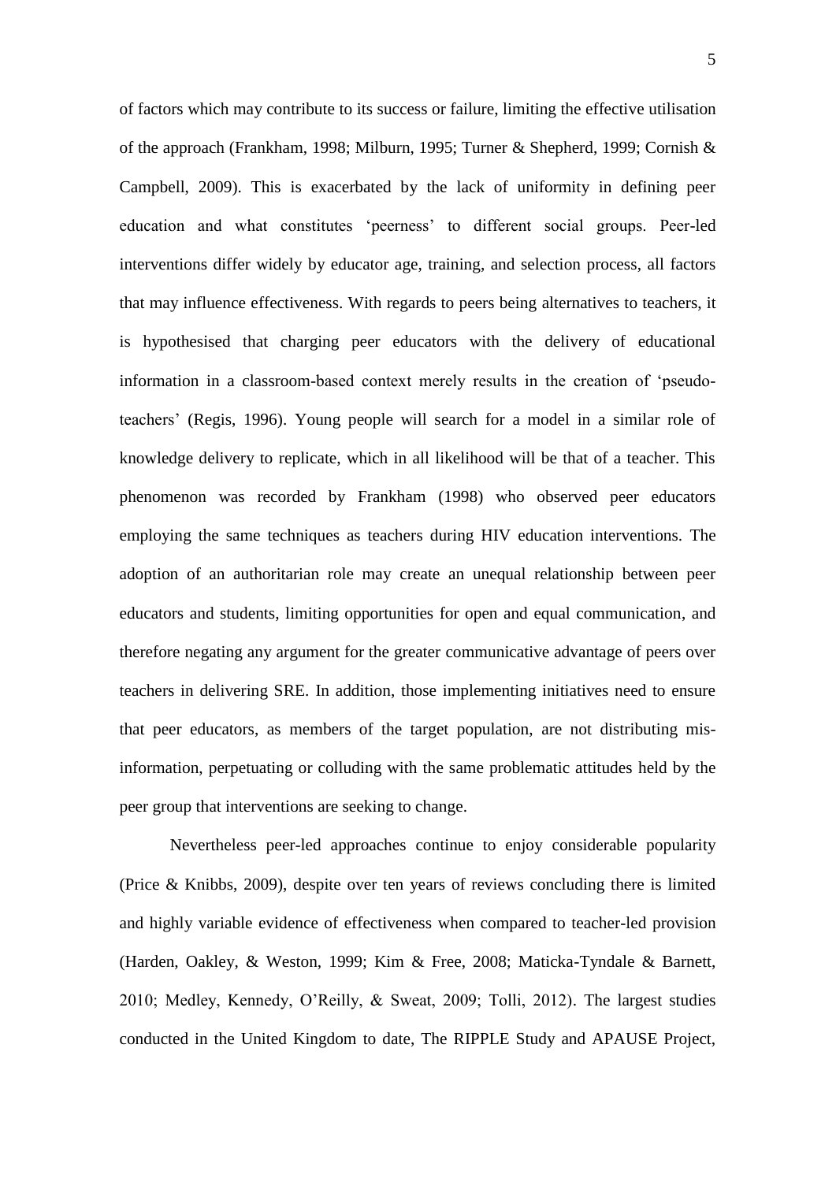of factors which may contribute to its success or failure, limiting the effective utilisation of the approach (Frankham, 1998; Milburn, 1995; Turner & Shepherd, 1999; Cornish & Campbell, 2009). This is exacerbated by the lack of uniformity in defining peer education and what constitutes 'peerness' to different social groups. Peer-led interventions differ widely by educator age, training, and selection process, all factors that may influence effectiveness. With regards to peers being alternatives to teachers, it is hypothesised that charging peer educators with the delivery of educational information in a classroom-based context merely results in the creation of 'pseudo-teachers' (Regis, 1996). Young people will search for a model in a similar role of knowledge delivery to replicate, which in all likelihood will be that of a teacher. This phenomenon was recorded by Frankham (1998) who observed peer educators employing the same techniques as teachers during HIV education interventions. The adoption of an authoritarian role may create an unequal relationship between peer educators and students, limiting opportunities for open and equal communication, and therefore negating any argument for the greater communicative advantage of peers over teachers in delivering SRE. In addition, those implementing initiatives need to ensure that peer educators, as members of the target population, are not distributing mis-information, perpetuating or colluding with the same problematic attitudes held by the peer group that interventions are seeking to change.

Nevertheless peer-led approaches continue to enjoy considerable popularity (Price & Knibbs, 2009), despite over ten years of reviews concluding there is limited and highly variable evidence of effectiveness when compared to teacher-led provision (Harden, Oakley, & Weston, 1999; Kim & Free, 2008; Maticka-Tyndale & Barnett, 2010; Medley, Kennedy, O'Reilly, & Sweat, 2009; Tolli, 2012). The largest studies conducted in the United Kingdom to date, The RIPPLE Study and APAUSE Project,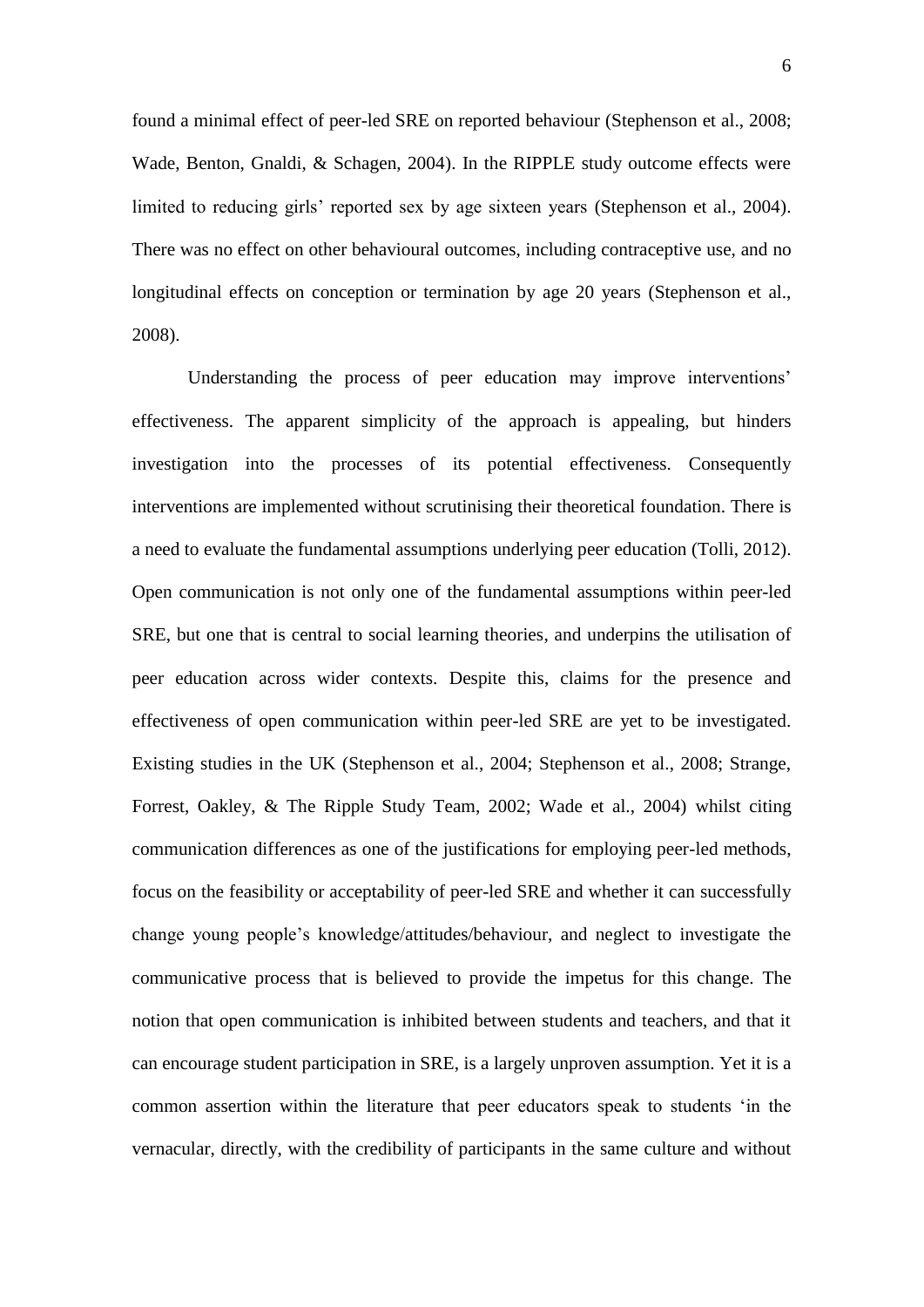found a minimal effect of peer-led SRE on reported behaviour (Stephenson et al., 2008; Wade, Benton, Gnaldi, & Schagen, 2004). In the RIPPLE study outcome effects were limited to reducing girls' reported sex by age sixteen years (Stephenson et al., 2004). There was no effect on other behavioural outcomes, including contraceptive use, and no longitudinal effects on conception or termination by age 20 years (Stephenson et al., 2008).

Understanding the process of peer education may improve interventions' effectiveness. The apparent simplicity of the approach is appealing, but hinders investigation into the processes of its potential effectiveness. Consequently interventions are implemented without scrutinising their theoretical foundation. There is a need to evaluate the fundamental assumptions underlying peer education (Tolli, 2012). Open communication is not only one of the fundamental assumptions within peer-led SRE, but one that is central to social learning theories, and underpins the utilisation of peer education across wider contexts. Despite this, claims for the presence and effectiveness of open communication within peer-led SRE are yet to be investigated. Existing studies in the UK (Stephenson et al., 2004; Stephenson et al., 2008; Strange, Forrest, Oakley, & The Ripple Study Team, 2002; Wade et al., 2004) whilst citing communication differences as one of the justifications for employing peer-led methods, focus on the feasibility or acceptability of peer-led SRE and whether it can successfully change young people's knowledge/attitudes/behaviour, and neglect to investigate the communicative process that is believed to provide the impetus for this change. The notion that open communication is inhibited between students and teachers, and that it can encourage student participation in SRE, is a largely unproven assumption. Yet it is a common assertion within the literature that peer educators speak to students 'in the vernacular, directly, with the credibility of participants in the same culture and without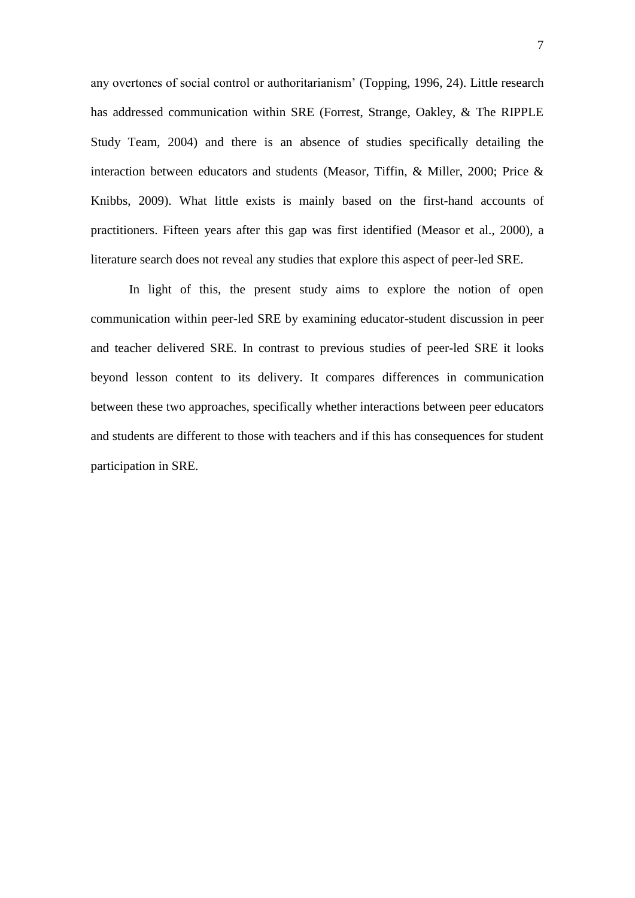any overtones of social control or authoritarianism' (Topping, 1996, 24). Little research has addressed communication within SRE (Forrest, Strange, Oakley, & The RIPPLE Study Team, 2004) and there is an absence of studies specifically detailing the interaction between educators and students (Measor, Tiffin, & Miller, 2000; Price & Knibbs, 2009). What little exists is mainly based on the first-hand accounts of practitioners. Fifteen years after this gap was first identified (Measor et al., 2000), a literature search does not reveal any studies that explore this aspect of peer-led SRE.

In light of this, the present study aims to explore the notion of open communication within peer-led SRE by examining educator-student discussion in peer and teacher delivered SRE. In contrast to previous studies of peer-led SRE it looks beyond lesson content to its delivery. It compares differences in communication between these two approaches, specifically whether interactions between peer educators and students are different to those with teachers and if this has consequences for student participation in SRE.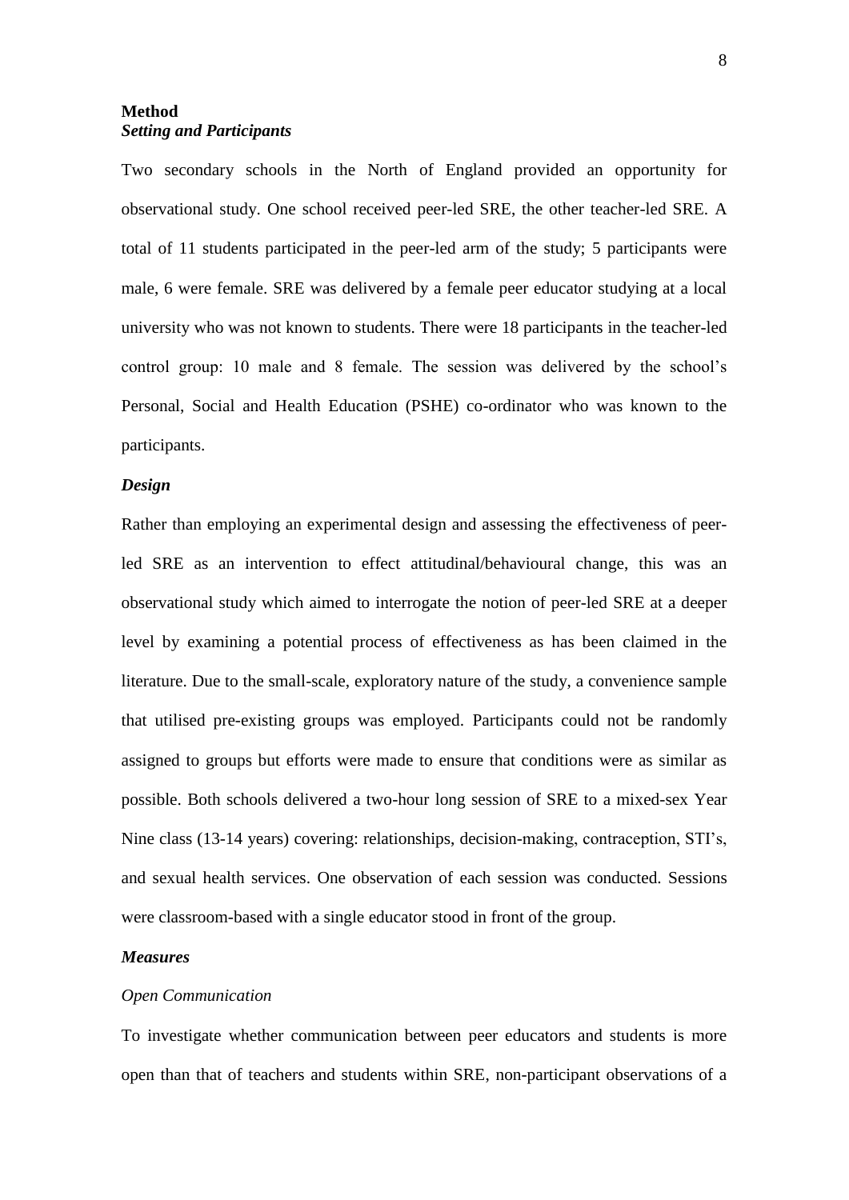## Method

### *Setting and Participants*

Two secondary schools in the North of England provided an opportunity for observational study. One school received peer-led SRE, the other teacher-led SRE. A total of 11 students participated in the peer-led arm of the study; 5 participants were male, 6 were female. SRE was delivered by a female peer educator studying at a local university who was not known to students. There were 18 participants in the teacher-led control group: 10 male and 8 female. The session was delivered by the school's Personal, Social and Health Education (PSHE) co-ordinator who was known to the participants.

### *Design*

Rather than employing an experimental design and assessing the effectiveness of peer-led SRE as an intervention to effect attitudinal/behavioural change, this was an observational study which aimed to interrogate the notion of peer-led SRE at a deeper level by examining a potential process of effectiveness as has been claimed in the literature. Due to the small-scale, exploratory nature of the study, a convenience sample that utilised pre-existing groups was employed. Participants could not be randomly assigned to groups but efforts were made to ensure that conditions were as similar as possible. Both schools delivered a two-hour long session of SRE to a mixed-sex Year Nine class (13-14 years) covering: relationships, decision-making, contraception, STI's, and sexual health services. One observation of each session was conducted. Sessions were classroom-based with a single educator stood in front of the group.

### *Measures*

*Open Communication*

To investigate whether communication between peer educators and students is more open than that of teachers and students within SRE, non-participant observations of a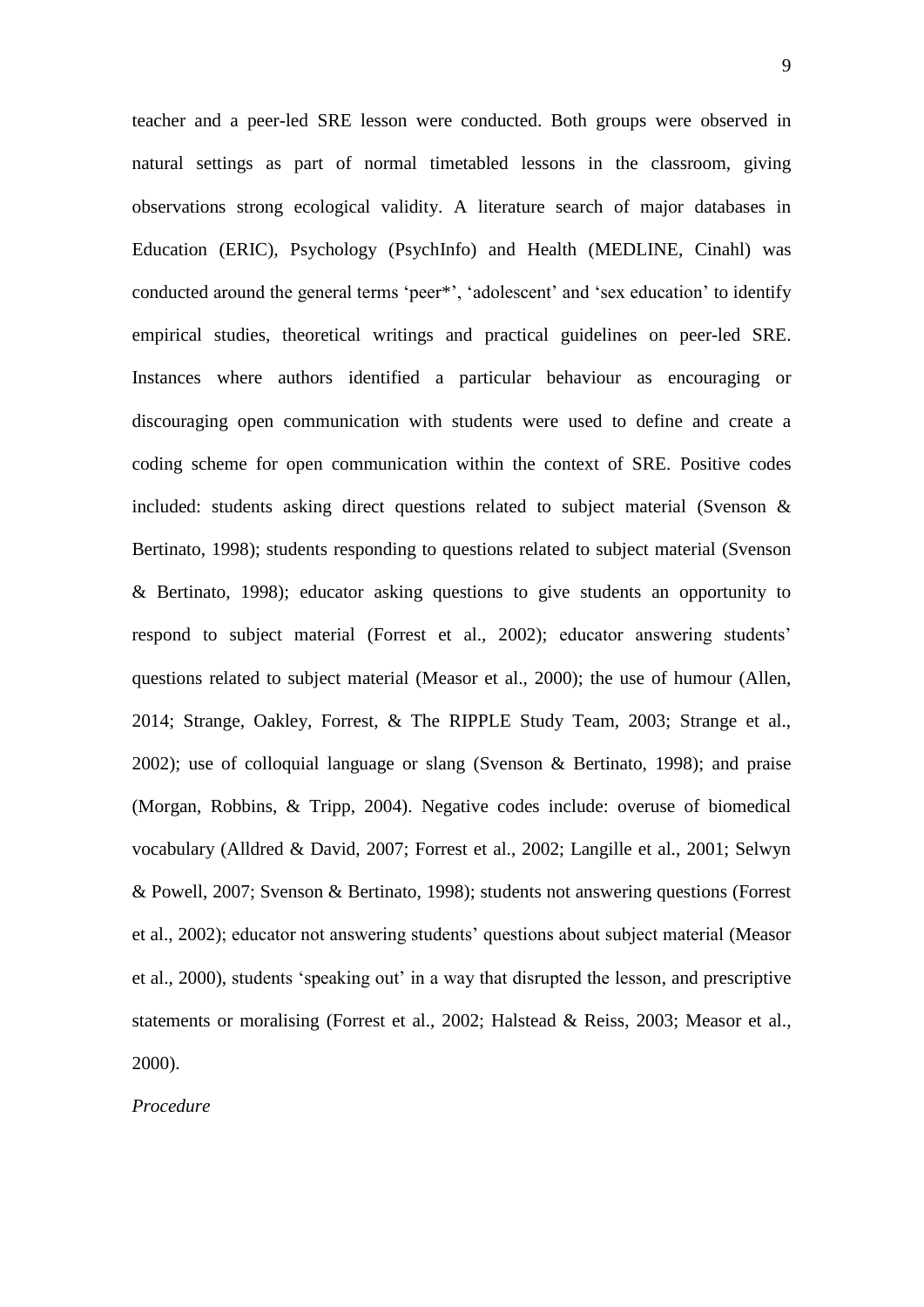teacher and a peer-led SRE lesson were conducted. Both groups were observed in natural settings as part of normal timetabled lessons in the classroom, giving observations strong ecological validity. A literature search of major databases in Education (ERIC), Psychology (PsychInfo) and Health (MEDLINE, Cinahl) was conducted around the general terms 'peer*', 'adolescent' and 'sex education' to identify empirical studies, theoretical writings and practical guidelines on peer-led SRE. Instances where authors identified a particular behaviour as encouraging or discouraging open communication with students were used to define and create a coding scheme for open communication within the context of SRE. Positive codes included: students asking direct questions related to subject material (Svenson & Bertinato, 1998); students responding to questions related to subject material (Svenson & Bertinato, 1998); educator asking questions to give students an opportunity to respond to subject material (Forrest et al., 2002); educator answering students' questions related to subject material (Measor et al., 2000); the use of humour (Allen, 2014; Strange, Oakley, Forrest, & The RIPPLE Study Team, 2003; Strange et al., 2002); use of colloquial language or slang (Svenson & Bertinato, 1998); and praise (Morgan, Robbins, & Tripp, 2004). Negative codes include: overuse of biomedical vocabulary (Alldred & David, 2007; Forrest et al., 2002; Langille et al., 2001; Selwyn & Powell, 2007; Svenson & Bertinato, 1998); students not answering questions (Forrest et al., 2002); educator not answering students' questions about subject material (Measor et al., 2000), students 'speaking out' in a way that disrupted the lesson, and prescriptive statements or moralising (Forrest et al., 2002; Halstead & Reiss, 2003; Measor et al., 2000).

*Procedure*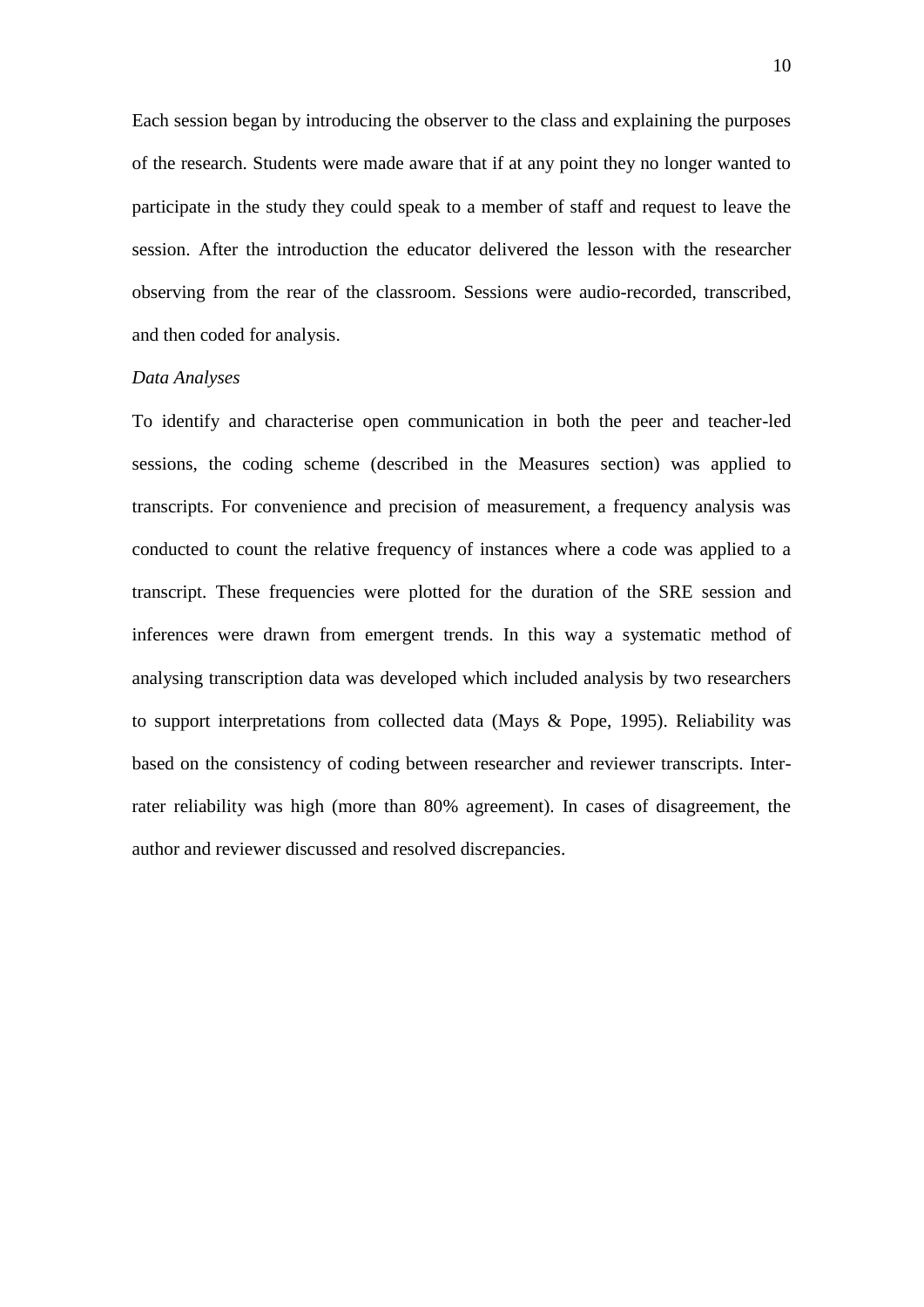Each session began by introducing the observer to the class and explaining the purposes of the research. Students were made aware that if at any point they no longer wanted to participate in the study they could speak to a member of staff and request to leave the session. After the introduction the educator delivered the lesson with the researcher observing from the rear of the classroom. Sessions were audio-recorded, transcribed, and then coded for analysis.

*Data Analyses*

To identify and characterise open communication in both the peer and teacher-led sessions, the coding scheme (described in the Measures section) was applied to transcripts. For convenience and precision of measurement, a frequency analysis was conducted to count the relative frequency of instances where a code was applied to a transcript. These frequencies were plotted for the duration of the SRE session and inferences were drawn from emergent trends. In this way a systematic method of analysing transcription data was developed which included analysis by two researchers to support interpretations from collected data (Mays & Pope, 1995). Reliability was based on the consistency of coding between researcher and reviewer transcripts. Inter-rater reliability was high (more than 80% agreement). In cases of disagreement, the author and reviewer discussed and resolved discrepancies.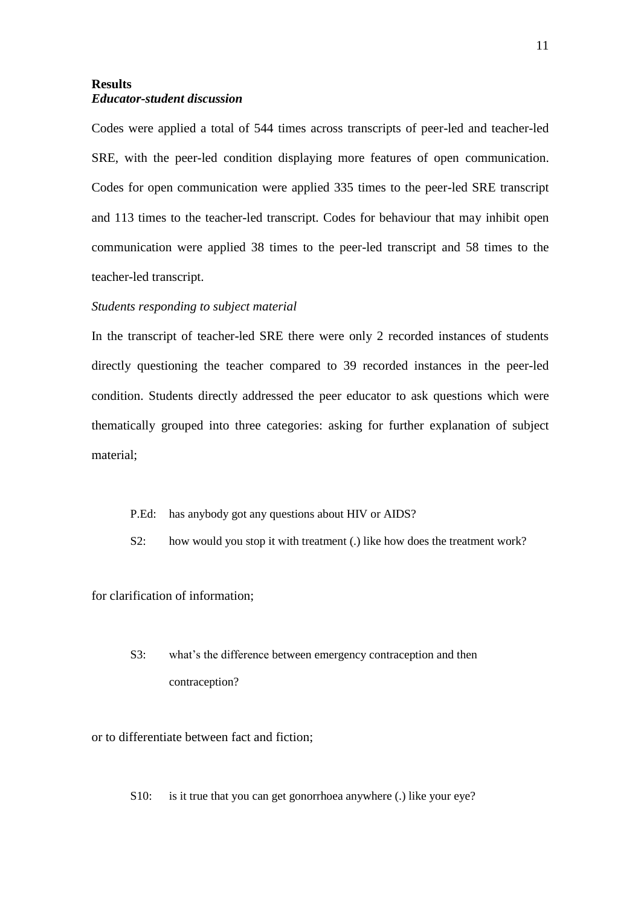## Results

### *Educator-student discussion*

Codes were applied a total of 544 times across transcripts of peer-led and teacher-led SRE, with the peer-led condition displaying more features of open communication. Codes for open communication were applied 335 times to the peer-led SRE transcript and 113 times to the teacher-led transcript. Codes for behaviour that may inhibit open communication were applied 38 times to the peer-led transcript and 58 times to the teacher-led transcript.

*Students responding to subject material*

In the transcript of teacher-led SRE there were only 2 recorded instances of students directly questioning the teacher compared to 39 recorded instances in the peer-led condition. Students directly addressed the peer educator to ask questions which were thematically grouped into three categories: asking for further explanation of subject material;

> P.Ed: has anybody got any questions about HIV or AIDS?
>
> S2: how would you stop it with treatment (.) like how does the treatment work?

for clarification of information;

> S3: what's the difference between emergency contraception and then contraception?

or to differentiate between fact and fiction;

> S10: is it true that you can get gonorrhoea anywhere (.) like your eye?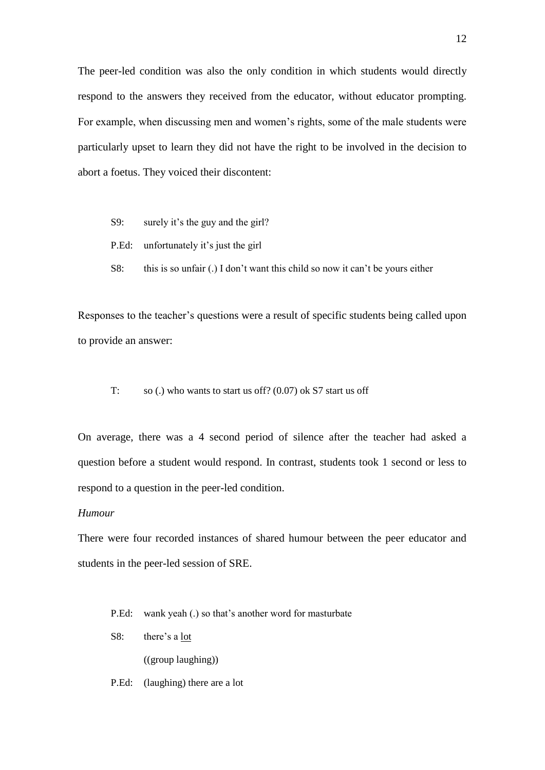The peer-led condition was also the only condition in which students would directly respond to the answers they received from the educator, without educator prompting. For example, when discussing men and women's rights, some of the male students were particularly upset to learn they did not have the right to be involved in the decision to abort a foetus. They voiced their discontent:

> S9: surely it's the guy and the girl?
>
> P.Ed: unfortunately it's just the girl
>
> S8: this is so unfair (.) I don't want this child so now it can't be yours either

Responses to the teacher's questions were a result of specific students being called upon to provide an answer:

> T: so (.) who wants to start us off? (0.07) ok S7 start us off

On average, there was a 4 second period of silence after the teacher had asked a question before a student would respond. In contrast, students took 1 second or less to respond to a question in the peer-led condition.

*Humour*

There were four recorded instances of shared humour between the peer educator and students in the peer-led session of SRE.

> P.Ed: wank yeah (.) so that's another word for masturbate
>
> S8: there's a <u>lot</u>
>
> ((group laughing))
>
> P.Ed: (laughing) there are a lot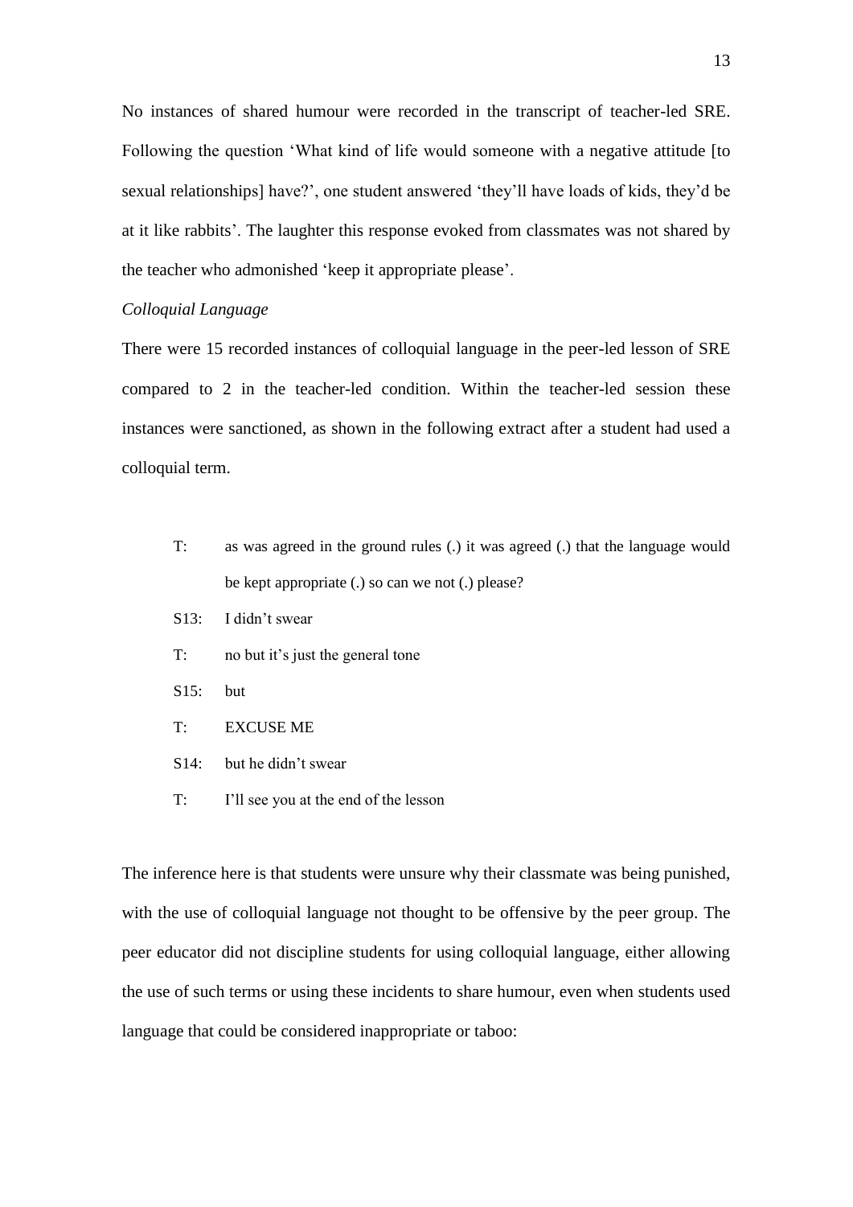No instances of shared humour were recorded in the transcript of teacher-led SRE. Following the question 'What kind of life would someone with a negative attitude [to sexual relationships] have?', one student answered 'they'll have loads of kids, they'd be at it like rabbits'. The laughter this response evoked from classmates was not shared by the teacher who admonished 'keep it appropriate please'.

*Colloquial Language*

There were 15 recorded instances of colloquial language in the peer-led lesson of SRE compared to 2 in the teacher-led condition. Within the teacher-led session these instances were sanctioned, as shown in the following extract after a student had used a colloquial term.

> T: as was agreed in the ground rules (.) it was agreed (.) that the language would be kept appropriate (.) so can we not (.) please?
>
> S13: I didn't swear
>
> T: no but it's just the general tone
>
> S15: but
>
> T: EXCUSE ME
>
> S14: but he didn't swear
>
> T: I'll see you at the end of the lesson

The inference here is that students were unsure why their classmate was being punished, with the use of colloquial language not thought to be offensive by the peer group. The peer educator did not discipline students for using colloquial language, either allowing the use of such terms or using these incidents to share humour, even when students used language that could be considered inappropriate or taboo: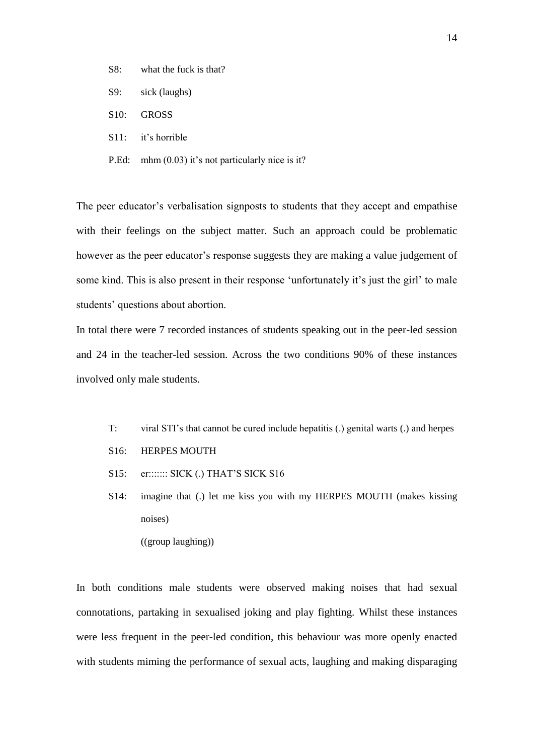S8: what the fuck is that?

S9: sick (laughs)

S10: GROSS

S11: it's horrible

P.Ed: mhm (0.03) it's not particularly nice is it?

The peer educator's verbalisation signposts to students that they accept and empathise with their feelings on the subject matter. Such an approach could be problematic however as the peer educator's response suggests they are making a value judgement of some kind. This is also present in their response 'unfortunately it's just the girl' to male students' questions about abortion.

In total there were 7 recorded instances of students speaking out in the peer-led session and 24 in the teacher-led session. Across the two conditions 90% of these instances involved only male students.

T: viral STI's that cannot be cured include hepatitis (.) genital warts (.) and herpes

S16: HERPES MOUTH

S15: er::::::: SICK (.) THAT'S SICK S16

S14: imagine that (.) let me kiss you with my HERPES MOUTH (makes kissing noises)

((group laughing))

In both conditions male students were observed making noises that had sexual connotations, partaking in sexualised joking and play fighting. Whilst these instances were less frequent in the peer-led condition, this behaviour was more openly enacted with students miming the performance of sexual acts, laughing and making disparaging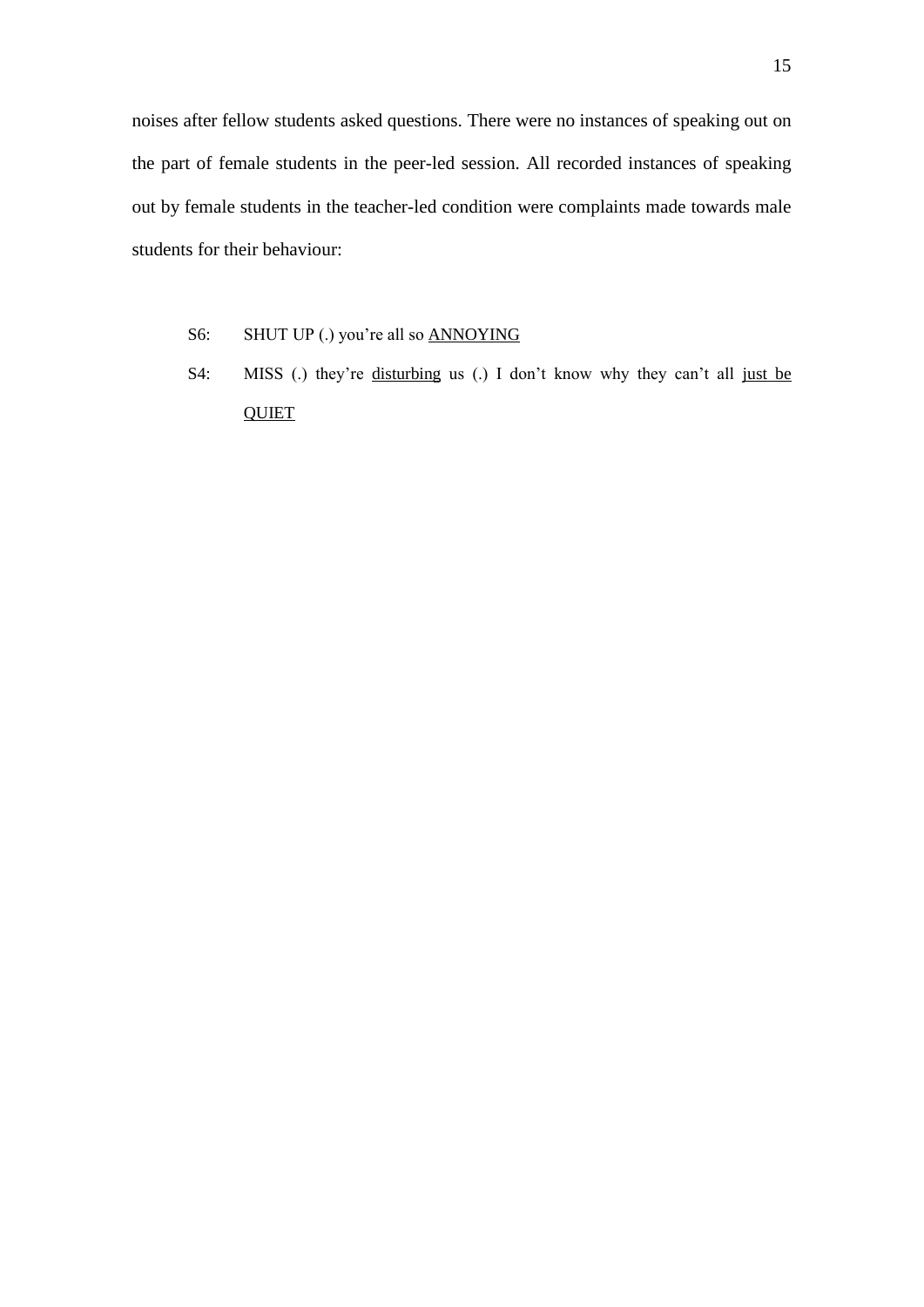noises after fellow students asked questions. There were no instances of speaking out on the part of female students in the peer-led session. All recorded instances of speaking out by female students in the teacher-led condition were complaints made towards male students for their behaviour:

> S6: SHUT UP (.) you're all so <u>ANNOYING</u>
>
> S4: MISS (.) they're <u>disturbing</u> us (.) I don't know why they can't all <u>just be QUIET</u>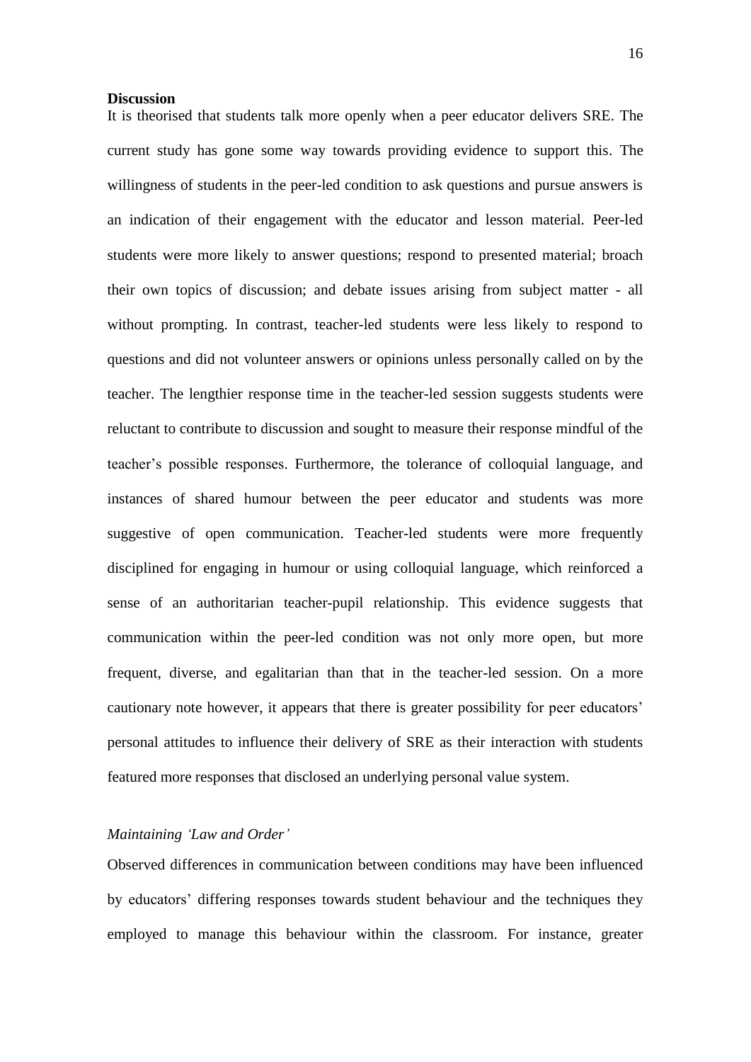**Discussion**

It is theorised that students talk more openly when a peer educator delivers SRE. The current study has gone some way towards providing evidence to support this. The willingness of students in the peer-led condition to ask questions and pursue answers is an indication of their engagement with the educator and lesson material. Peer-led students were more likely to answer questions; respond to presented material; broach their own topics of discussion; and debate issues arising from subject matter - all without prompting. In contrast, teacher-led students were less likely to respond to questions and did not volunteer answers or opinions unless personally called on by the teacher. The lengthier response time in the teacher-led session suggests students were reluctant to contribute to discussion and sought to measure their response mindful of the teacher's possible responses. Furthermore, the tolerance of colloquial language, and instances of shared humour between the peer educator and students was more suggestive of open communication. Teacher-led students were more frequently disciplined for engaging in humour or using colloquial language, which reinforced a sense of an authoritarian teacher-pupil relationship. This evidence suggests that communication within the peer-led condition was not only more open, but more frequent, diverse, and egalitarian than that in the teacher-led session. On a more cautionary note however, it appears that there is greater possibility for peer educators' personal attitudes to influence their delivery of SRE as their interaction with students featured more responses that disclosed an underlying personal value system.

*Maintaining 'Law and Order'*

Observed differences in communication between conditions may have been influenced by educators' differing responses towards student behaviour and the techniques they employed to manage this behaviour within the classroom. For instance, greater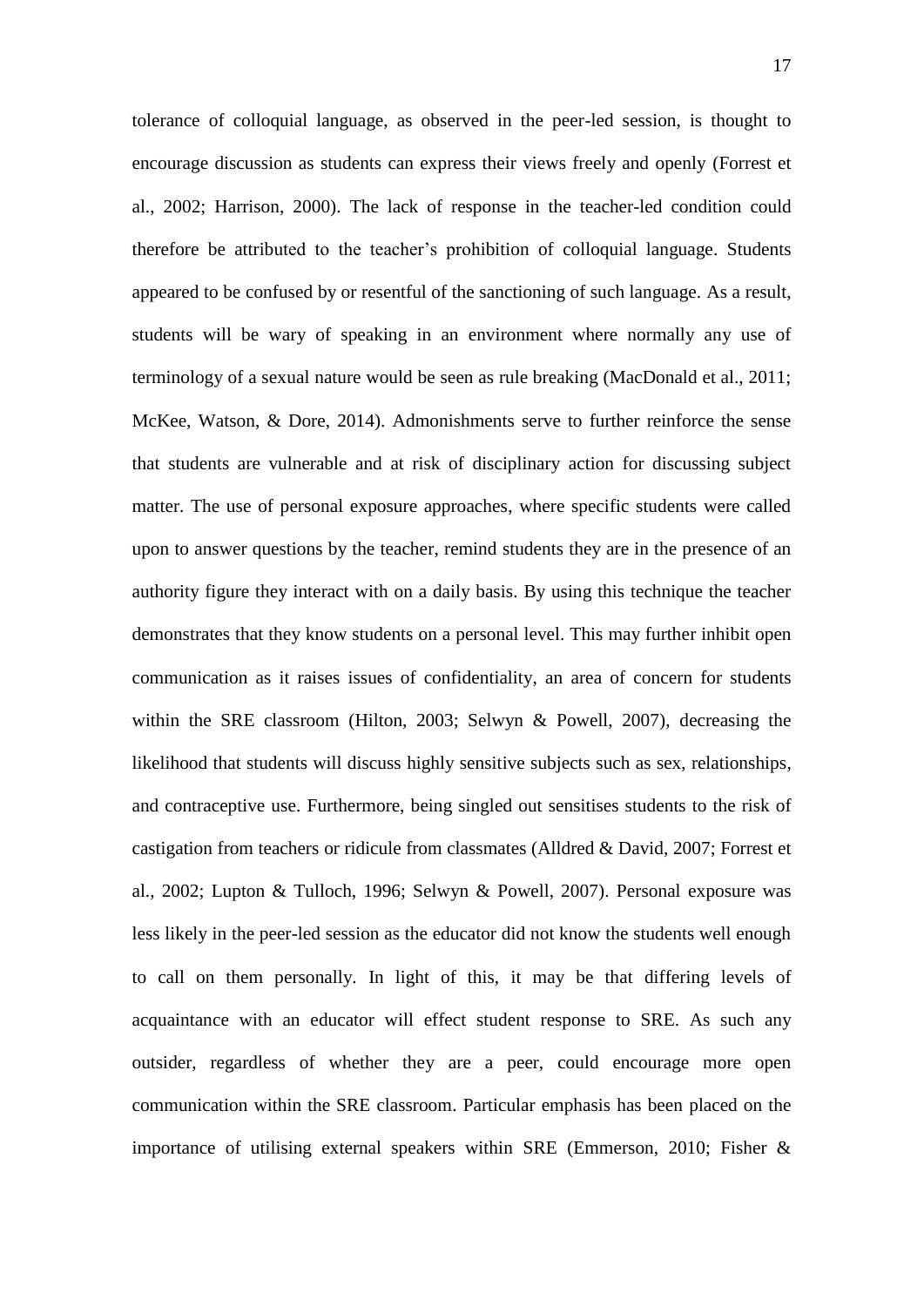tolerance of colloquial language, as observed in the peer-led session, is thought to encourage discussion as students can express their views freely and openly (Forrest et al., 2002; Harrison, 2000). The lack of response in the teacher-led condition could therefore be attributed to the teacher's prohibition of colloquial language. Students appeared to be confused by or resentful of the sanctioning of such language. As a result, students will be wary of speaking in an environment where normally any use of terminology of a sexual nature would be seen as rule breaking (MacDonald et al., 2011; McKee, Watson, & Dore, 2014). Admonishments serve to further reinforce the sense that students are vulnerable and at risk of disciplinary action for discussing subject matter. The use of personal exposure approaches, where specific students were called upon to answer questions by the teacher, remind students they are in the presence of an authority figure they interact with on a daily basis. By using this technique the teacher demonstrates that they know students on a personal level. This may further inhibit open communication as it raises issues of confidentiality, an area of concern for students within the SRE classroom (Hilton, 2003; Selwyn & Powell, 2007), decreasing the likelihood that students will discuss highly sensitive subjects such as sex, relationships, and contraceptive use. Furthermore, being singled out sensitises students to the risk of castigation from teachers or ridicule from classmates (Alldred & David, 2007; Forrest et al., 2002; Lupton & Tulloch, 1996; Selwyn & Powell, 2007). Personal exposure was less likely in the peer-led session as the educator did not know the students well enough to call on them personally. In light of this, it may be that differing levels of acquaintance with an educator will effect student response to SRE. As such any outsider, regardless of whether they are a peer, could encourage more open communication within the SRE classroom. Particular emphasis has been placed on the importance of utilising external speakers within SRE (Emmerson, 2010; Fisher &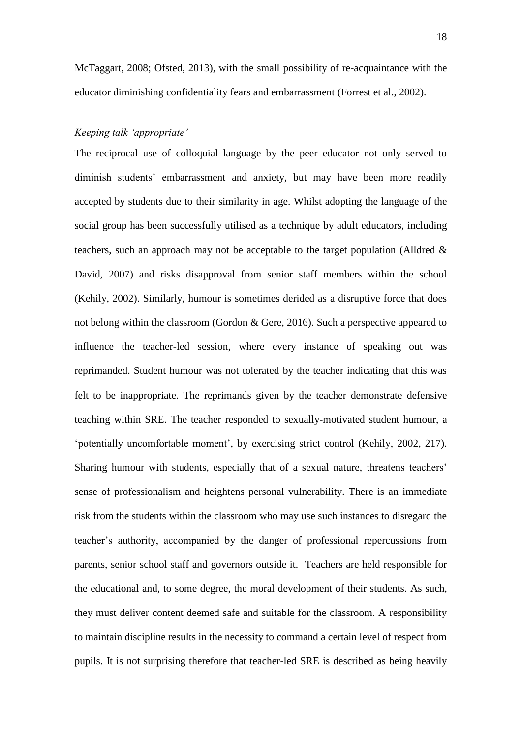McTaggart, 2008; Ofsted, 2013), with the small possibility of re-acquaintance with the educator diminishing confidentiality fears and embarrassment (Forrest et al., 2002).

### *Keeping talk 'appropriate'*

The reciprocal use of colloquial language by the peer educator not only served to diminish students' embarrassment and anxiety, but may have been more readily accepted by students due to their similarity in age. Whilst adopting the language of the social group has been successfully utilised as a technique by adult educators, including teachers, such an approach may not be acceptable to the target population (Alldred & David, 2007) and risks disapproval from senior staff members within the school (Kehily, 2002). Similarly, humour is sometimes derided as a disruptive force that does not belong within the classroom (Gordon & Gere, 2016). Such a perspective appeared to influence the teacher-led session, where every instance of speaking out was reprimanded. Student humour was not tolerated by the teacher indicating that this was felt to be inappropriate. The reprimands given by the teacher demonstrate defensive teaching within SRE. The teacher responded to sexually-motivated student humour, a 'potentially uncomfortable moment', by exercising strict control (Kehily, 2002, 217). Sharing humour with students, especially that of a sexual nature, threatens teachers' sense of professionalism and heightens personal vulnerability. There is an immediate risk from the students within the classroom who may use such instances to disregard the teacher's authority, accompanied by the danger of professional repercussions from parents, senior school staff and governors outside it. Teachers are held responsible for the educational and, to some degree, the moral development of their students. As such, they must deliver content deemed safe and suitable for the classroom. A responsibility to maintain discipline results in the necessity to command a certain level of respect from pupils. It is not surprising therefore that teacher-led SRE is described as being heavily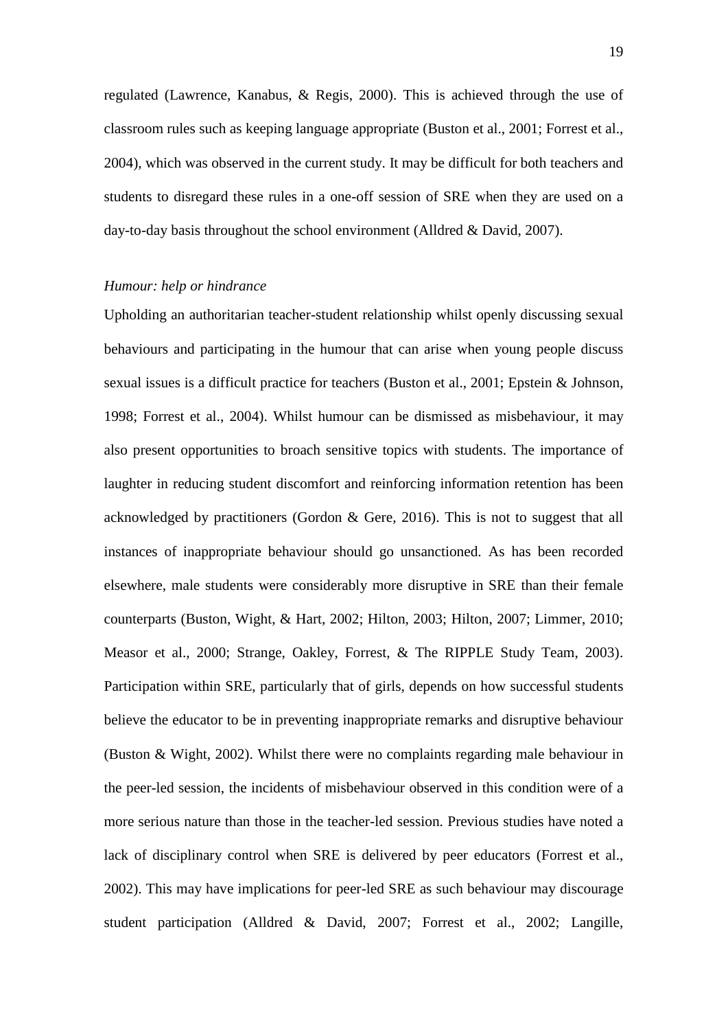regulated (Lawrence, Kanabus, & Regis, 2000). This is achieved through the use of classroom rules such as keeping language appropriate (Buston et al., 2001; Forrest et al., 2004), which was observed in the current study. It may be difficult for both teachers and students to disregard these rules in a one-off session of SRE when they are used on a day-to-day basis throughout the school environment (Alldred & David, 2007).

*Humour: help or hindrance*

Upholding an authoritarian teacher-student relationship whilst openly discussing sexual behaviours and participating in the humour that can arise when young people discuss sexual issues is a difficult practice for teachers (Buston et al., 2001; Epstein & Johnson, 1998; Forrest et al., 2004). Whilst humour can be dismissed as misbehaviour, it may also present opportunities to broach sensitive topics with students. The importance of laughter in reducing student discomfort and reinforcing information retention has been acknowledged by practitioners (Gordon & Gere, 2016). This is not to suggest that all instances of inappropriate behaviour should go unsanctioned. As has been recorded elsewhere, male students were considerably more disruptive in SRE than their female counterparts (Buston, Wight, & Hart, 2002; Hilton, 2003; Hilton, 2007; Limmer, 2010; Measor et al., 2000; Strange, Oakley, Forrest, & The RIPPLE Study Team, 2003). Participation within SRE, particularly that of girls, depends on how successful students believe the educator to be in preventing inappropriate remarks and disruptive behaviour (Buston & Wight, 2002). Whilst there were no complaints regarding male behaviour in the peer-led session, the incidents of misbehaviour observed in this condition were of a more serious nature than those in the teacher-led session. Previous studies have noted a lack of disciplinary control when SRE is delivered by peer educators (Forrest et al., 2002). This may have implications for peer-led SRE as such behaviour may discourage student participation (Alldred & David, 2007; Forrest et al., 2002; Langille,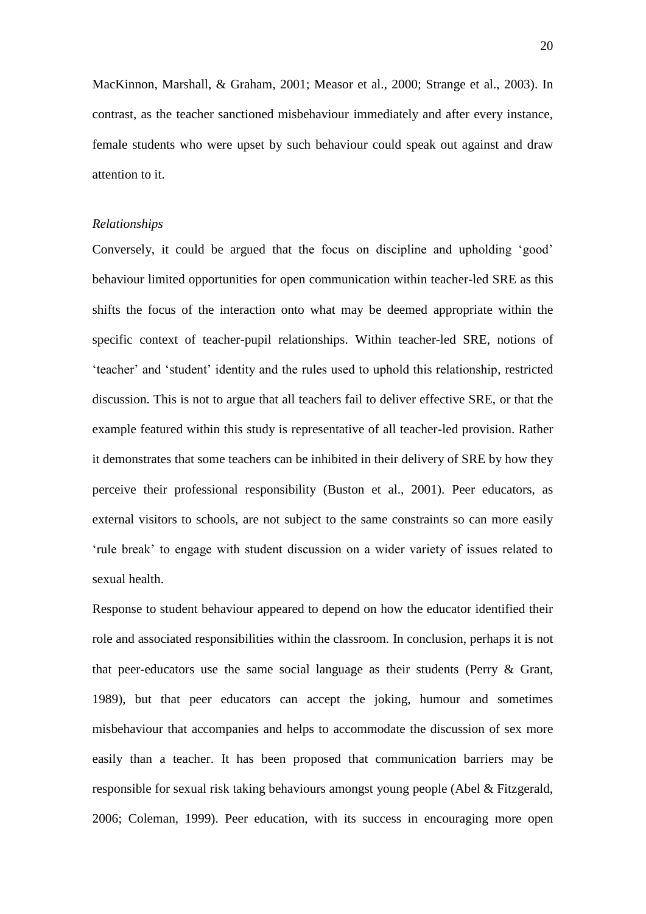MacKinnon, Marshall, & Graham, 2001; Measor et al., 2000; Strange et al., 2003). In contrast, as the teacher sanctioned misbehaviour immediately and after every instance, female students who were upset by such behaviour could speak out against and draw attention to it.

*Relationships*

Conversely, it could be argued that the focus on discipline and upholding 'good' behaviour limited opportunities for open communication within teacher-led SRE as this shifts the focus of the interaction onto what may be deemed appropriate within the specific context of teacher-pupil relationships. Within teacher-led SRE, notions of 'teacher' and 'student' identity and the rules used to uphold this relationship, restricted discussion. This is not to argue that all teachers fail to deliver effective SRE, or that the example featured within this study is representative of all teacher-led provision. Rather it demonstrates that some teachers can be inhibited in their delivery of SRE by how they perceive their professional responsibility (Buston et al., 2001). Peer educators, as external visitors to schools, are not subject to the same constraints so can more easily 'rule break' to engage with student discussion on a wider variety of issues related to sexual health.

Response to student behaviour appeared to depend on how the educator identified their role and associated responsibilities within the classroom. In conclusion, perhaps it is not that peer-educators use the same social language as their students (Perry & Grant, 1989), but that peer educators can accept the joking, humour and sometimes misbehaviour that accompanies and helps to accommodate the discussion of sex more easily than a teacher. It has been proposed that communication barriers may be responsible for sexual risk taking behaviours amongst young people (Abel & Fitzgerald, 2006; Coleman, 1999). Peer education, with its success in encouraging more open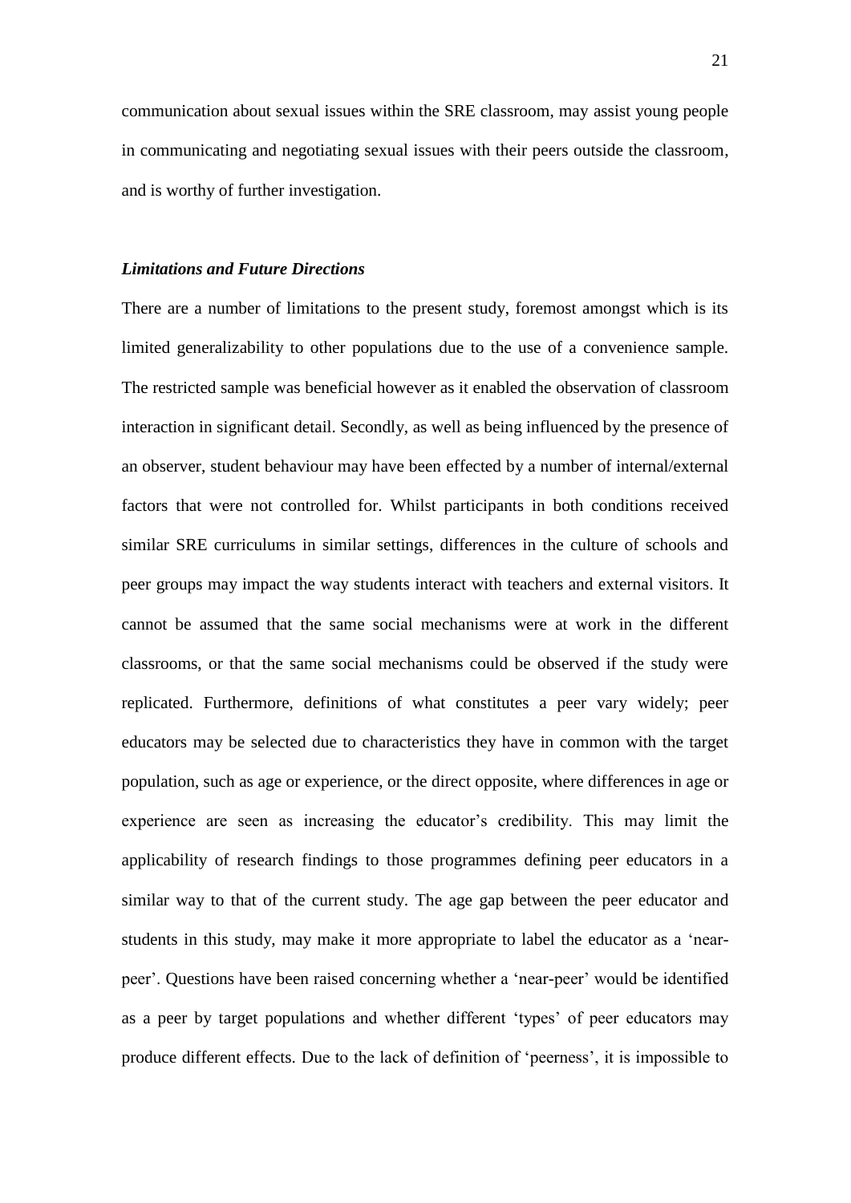communication about sexual issues within the SRE classroom, may assist young people in communicating and negotiating sexual issues with their peers outside the classroom, and is worthy of further investigation.

### *Limitations and Future Directions*

There are a number of limitations to the present study, foremost amongst which is its limited generalizability to other populations due to the use of a convenience sample. The restricted sample was beneficial however as it enabled the observation of classroom interaction in significant detail. Secondly, as well as being influenced by the presence of an observer, student behaviour may have been effected by a number of internal/external factors that were not controlled for. Whilst participants in both conditions received similar SRE curriculums in similar settings, differences in the culture of schools and peer groups may impact the way students interact with teachers and external visitors. It cannot be assumed that the same social mechanisms were at work in the different classrooms, or that the same social mechanisms could be observed if the study were replicated. Furthermore, definitions of what constitutes a peer vary widely; peer educators may be selected due to characteristics they have in common with the target population, such as age or experience, or the direct opposite, where differences in age or experience are seen as increasing the educator's credibility. This may limit the applicability of research findings to those programmes defining peer educators in a similar way to that of the current study. The age gap between the peer educator and students in this study, may make it more appropriate to label the educator as a 'near-peer'. Questions have been raised concerning whether a 'near-peer' would be identified as a peer by target populations and whether different 'types' of peer educators may produce different effects. Due to the lack of definition of 'peerness', it is impossible to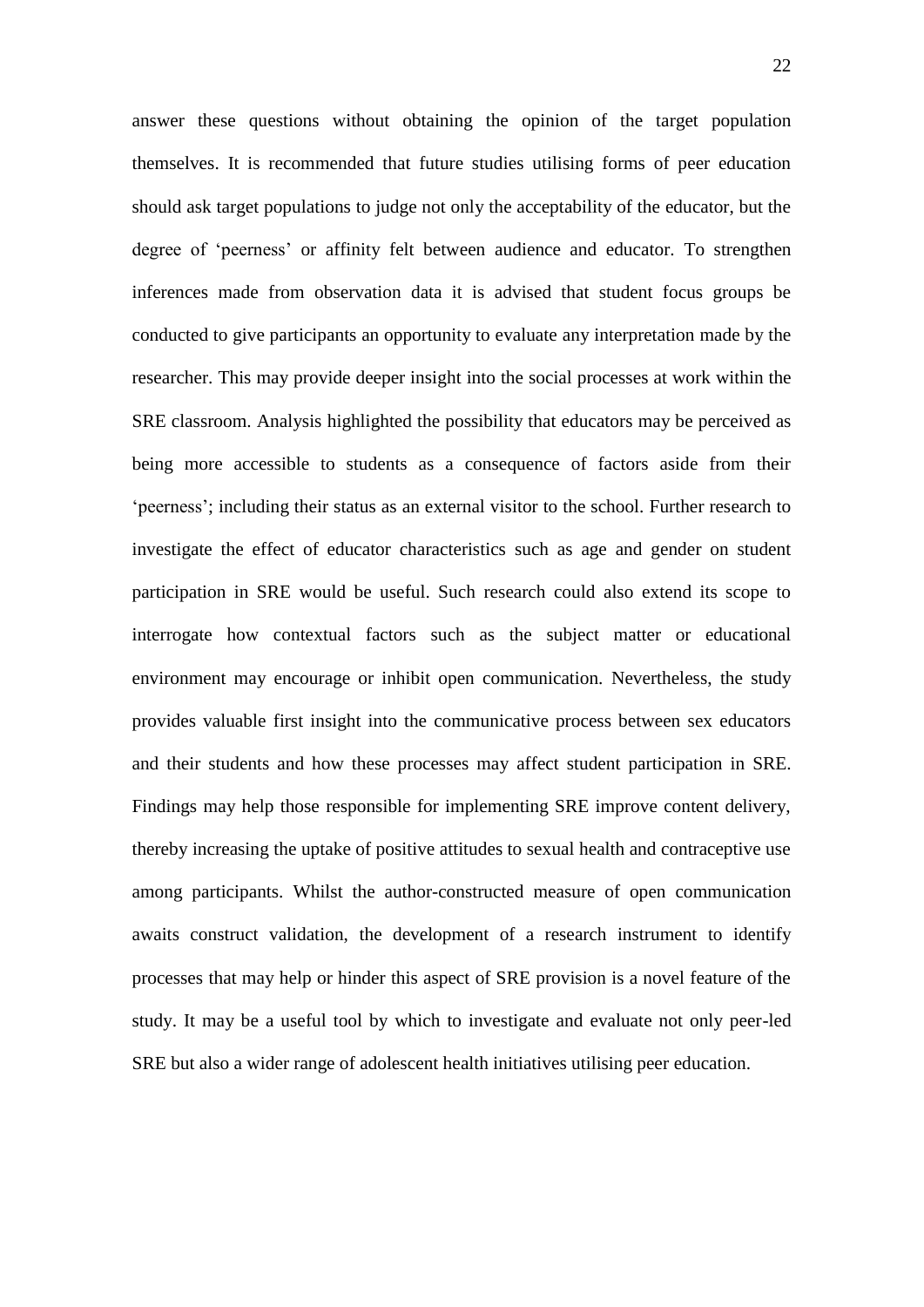answer these questions without obtaining the opinion of the target population themselves. It is recommended that future studies utilising forms of peer education should ask target populations to judge not only the acceptability of the educator, but the degree of 'peerness' or affinity felt between audience and educator. To strengthen inferences made from observation data it is advised that student focus groups be conducted to give participants an opportunity to evaluate any interpretation made by the researcher. This may provide deeper insight into the social processes at work within the SRE classroom. Analysis highlighted the possibility that educators may be perceived as being more accessible to students as a consequence of factors aside from their 'peerness'; including their status as an external visitor to the school. Further research to investigate the effect of educator characteristics such as age and gender on student participation in SRE would be useful. Such research could also extend its scope to interrogate how contextual factors such as the subject matter or educational environment may encourage or inhibit open communication. Nevertheless, the study provides valuable first insight into the communicative process between sex educators and their students and how these processes may affect student participation in SRE. Findings may help those responsible for implementing SRE improve content delivery, thereby increasing the uptake of positive attitudes to sexual health and contraceptive use among participants. Whilst the author-constructed measure of open communication awaits construct validation, the development of a research instrument to identify processes that may help or hinder this aspect of SRE provision is a novel feature of the study. It may be a useful tool by which to investigate and evaluate not only peer-led SRE but also a wider range of adolescent health initiatives utilising peer education.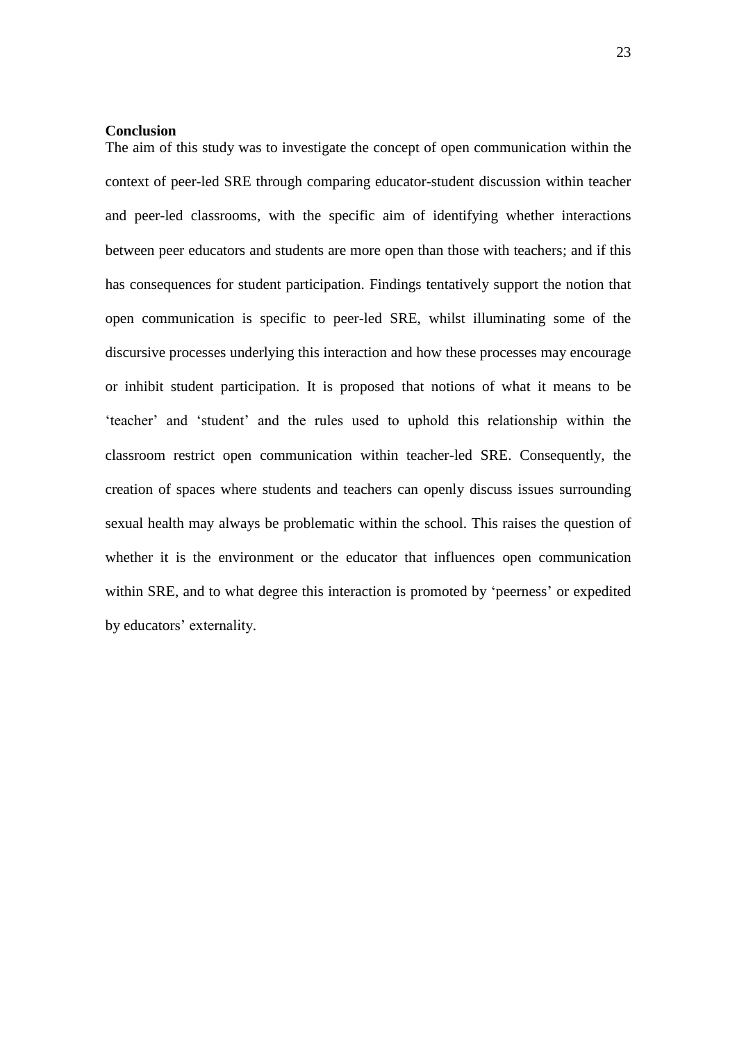**Conclusion**

The aim of this study was to investigate the concept of open communication within the context of peer-led SRE through comparing educator-student discussion within teacher and peer-led classrooms, with the specific aim of identifying whether interactions between peer educators and students are more open than those with teachers; and if this has consequences for student participation. Findings tentatively support the notion that open communication is specific to peer-led SRE, whilst illuminating some of the discursive processes underlying this interaction and how these processes may encourage or inhibit student participation. It is proposed that notions of what it means to be 'teacher' and 'student' and the rules used to uphold this relationship within the classroom restrict open communication within teacher-led SRE. Consequently, the creation of spaces where students and teachers can openly discuss issues surrounding sexual health may always be problematic within the school. This raises the question of whether it is the environment or the educator that influences open communication within SRE, and to what degree this interaction is promoted by 'peerness' or expedited by educators' externality.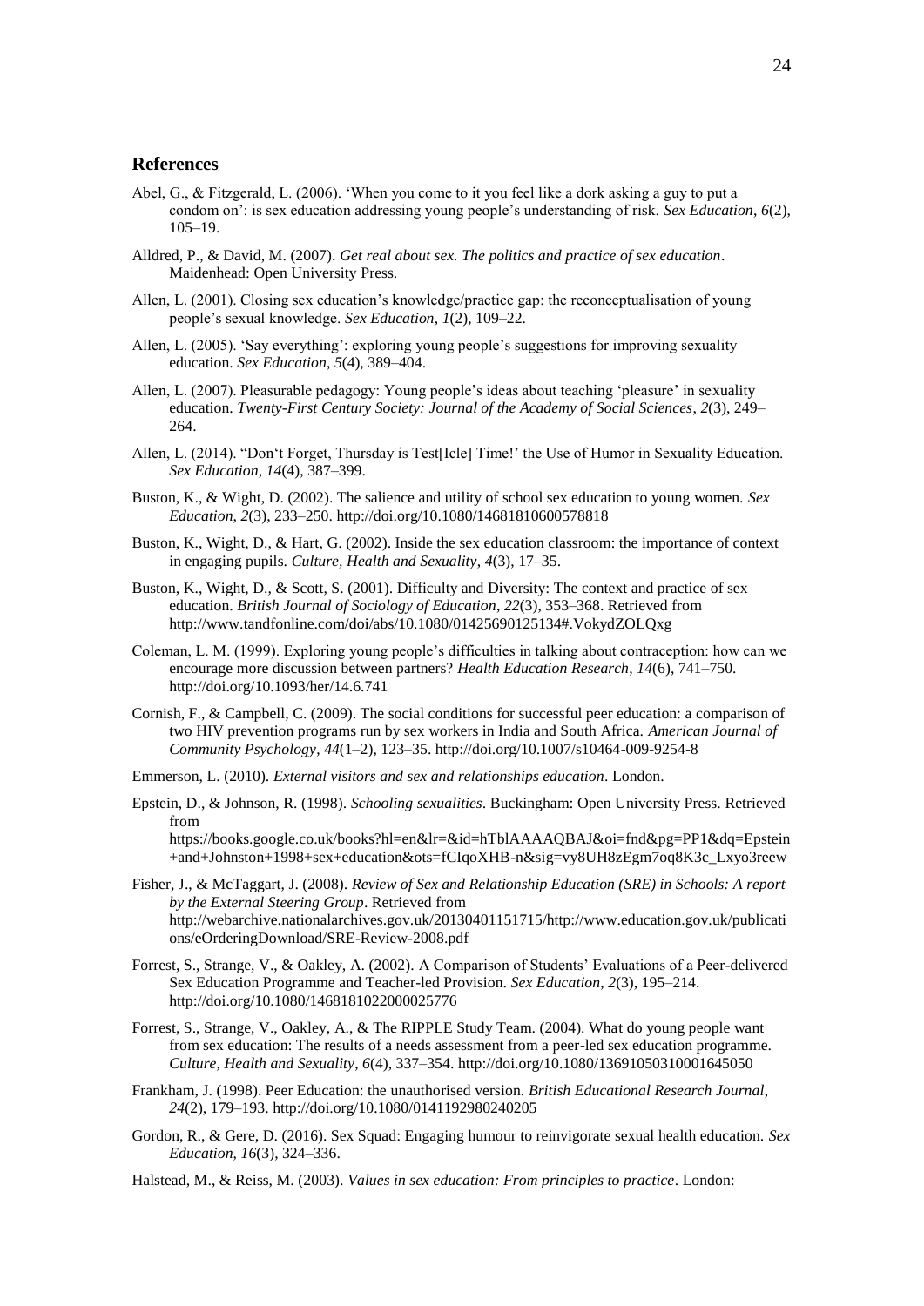## References

Abel, G., & Fitzgerald, L. (2006). 'When you come to it you feel like a dork asking a guy to put a condom on': is sex education addressing young people's understanding of risk. *Sex Education*, *6*(2), 105–19.

Alldred, P., & David, M. (2007). *Get real about sex. The politics and practice of sex education*. Maidenhead: Open University Press.

Allen, L. (2001). Closing sex education's knowledge/practice gap: the reconceptualisation of young people's sexual knowledge. *Sex Education*, *1*(2), 109–22.

Allen, L. (2005). 'Say everything': exploring young people's suggestions for improving sexuality education. *Sex Education*, *5*(4), 389–404.

Allen, L. (2007). Pleasurable pedagogy: Young people's ideas about teaching 'pleasure' in sexuality education. *Twenty-First Century Society: Journal of the Academy of Social Sciences*, *2*(3), 249–264.

Allen, L. (2014). "Don't Forget, Thursday is Test[Icle] Time!' the Use of Humor in Sexuality Education. *Sex Education*, *14*(4), 387–399.

Buston, K., & Wight, D. (2002). The salience and utility of school sex education to young women. *Sex Education*, *2*(3), 233–250. http://doi.org/10.1080/14681810600578818

Buston, K., Wight, D., & Hart, G. (2002). Inside the sex education classroom: the importance of context in engaging pupils. *Culture, Health and Sexuality*, *4*(3), 17–35.

Buston, K., Wight, D., & Scott, S. (2001). Difficulty and Diversity: The context and practice of sex education. *British Journal of Sociology of Education*, *22*(3), 353–368. Retrieved from http://www.tandfonline.com/doi/abs/10.1080/01425690125134#.VokydZOLQxg

Coleman, L. M. (1999). Exploring young people's difficulties in talking about contraception: how can we encourage more discussion between partners? *Health Education Research*, *14*(6), 741–750. http://doi.org/10.1093/her/14.6.741

Cornish, F., & Campbell, C. (2009). The social conditions for successful peer education: a comparison of two HIV prevention programs run by sex workers in India and South Africa. *American Journal of Community Psychology*, *44*(1–2), 123–35. http://doi.org/10.1007/s10464-009-9254-8

Emmerson, L. (2010). *External visitors and sex and relationships education*. London.

Epstein, D., & Johnson, R. (1998). *Schooling sexualities*. Buckingham: Open University Press. Retrieved from https://books.google.co.uk/books?hl=en&lr=&id=hTblAAAAQBAJ&oi=fnd&pg=PP1&dq=Epstein+and+Johnston+1998+sex+education&ots=fCIqoXHB-n&sig=vy8UH8zEgm7oq8K3c_Lxyo3reew

Fisher, J., & McTaggart, J. (2008). *Review of Sex and Relationship Education (SRE) in Schools: A report by the External Steering Group*. Retrieved from http://webarchive.nationalarchives.gov.uk/20130401151715/http://www.education.gov.uk/publications/eOrderingDownload/SRE-Review-2008.pdf

Forrest, S., Strange, V., & Oakley, A. (2002). A Comparison of Students' Evaluations of a Peer-delivered Sex Education Programme and Teacher-led Provision. *Sex Education*, *2*(3), 195–214. http://doi.org/10.1080/1468181022000025776

Forrest, S., Strange, V., Oakley, A., & The RIPPLE Study Team. (2004). What do young people want from sex education: The results of a needs assessment from a peer-led sex education programme. *Culture, Health and Sexuality*, *6*(4), 337–354. http://doi.org/10.1080/13691050310001645050

Frankham, J. (1998). Peer Education: the unauthorised version. *British Educational Research Journal*, *24*(2), 179–193. http://doi.org/10.1080/0141192980240205

Gordon, R., & Gere, D. (2016). Sex Squad: Engaging humour to reinvigorate sexual health education. *Sex Education*, *16*(3), 324–336.

Halstead, M., & Reiss, M. (2003). *Values in sex education: From principles to practice*. London: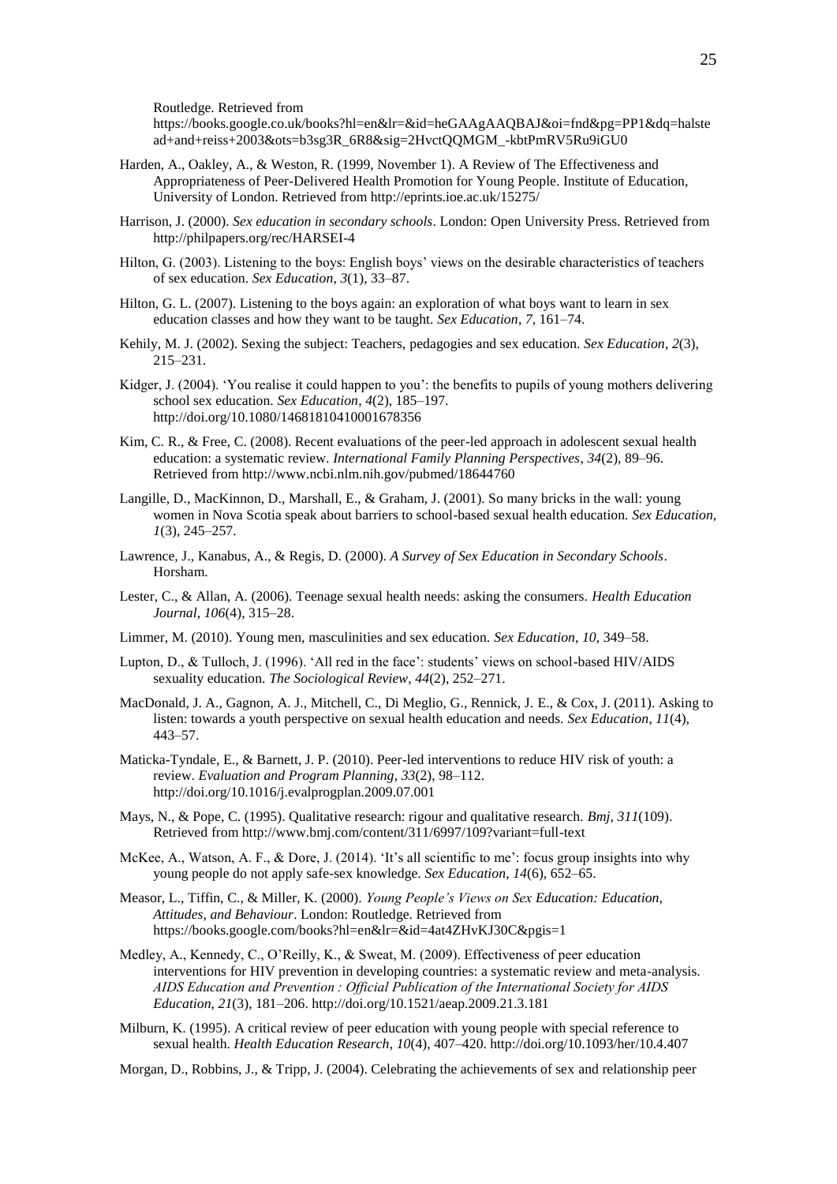Routledge. Retrieved from https://books.google.co.uk/books?hl=en&lr=&id=heGAAgAAQBAJ&oi=fnd&pg=PP1&dq=halstead+and+reiss+2003&ots=b3sg3R_6R8&sig=2HvctQQMGM_-kbtPmRV5Ru9iGU0

Harden, A., Oakley, A., & Weston, R. (1999, November 1). A Review of The Effectiveness and Appropriateness of Peer-Delivered Health Promotion for Young People. Institute of Education, University of London. Retrieved from http://eprints.ioe.ac.uk/15275/

Harrison, J. (2000). *Sex education in secondary schools*. London: Open University Press. Retrieved from http://philpapers.org/rec/HARSEI-4

Hilton, G. (2003). Listening to the boys: English boys' views on the desirable characteristics of teachers of sex education. *Sex Education*, *3*(1), 33–87.

Hilton, G. L. (2007). Listening to the boys again: an exploration of what boys want to learn in sex education classes and how they want to be taught. *Sex Education*, *7*, 161–74.

Kehily, M. J. (2002). Sexing the subject: Teachers, pedagogies and sex education. *Sex Education*, *2*(3), 215–231.

Kidger, J. (2004). 'You realise it could happen to you': the benefits to pupils of young mothers delivering school sex education. *Sex Education*, *4*(2), 185–197. http://doi.org/10.1080/14681810410001678356

Kim, C. R., & Free, C. (2008). Recent evaluations of the peer-led approach in adolescent sexual health education: a systematic review. *International Family Planning Perspectives*, *34*(2), 89–96. Retrieved from http://www.ncbi.nlm.nih.gov/pubmed/18644760

Langille, D., MacKinnon, D., Marshall, E., & Graham, J. (2001). So many bricks in the wall: young women in Nova Scotia speak about barriers to school-based sexual health education. *Sex Education*, *1*(3), 245–257.

Lawrence, J., Kanabus, A., & Regis, D. (2000). *A Survey of Sex Education in Secondary Schools*. Horsham.

Lester, C., & Allan, A. (2006). Teenage sexual health needs: asking the consumers. *Health Education Journal*, *106*(4), 315–28.

Limmer, M. (2010). Young men, masculinities and sex education. *Sex Education*, *10*, 349–58.

Lupton, D., & Tulloch, J. (1996). 'All red in the face': students' views on school-based HIV/AIDS sexuality education. *The Sociological Review*, *44*(2), 252–271.

MacDonald, J. A., Gagnon, A. J., Mitchell, C., Di Meglio, G., Rennick, J. E., & Cox, J. (2011). Asking to listen: towards a youth perspective on sexual health education and needs. *Sex Education*, *11*(4), 443–57.

Maticka-Tyndale, E., & Barnett, J. P. (2010). Peer-led interventions to reduce HIV risk of youth: a review. *Evaluation and Program Planning*, *33*(2), 98–112. http://doi.org/10.1016/j.evalprogplan.2009.07.001

Mays, N., & Pope, C. (1995). Qualitative research: rigour and qualitative research. *Bmj*, *311*(109). Retrieved from http://www.bmj.com/content/311/6997/109?variant=full-text

McKee, A., Watson, A. F., & Dore, J. (2014). 'It's all scientific to me': focus group insights into why young people do not apply safe-sex knowledge. *Sex Education*, *14*(6), 652–65.

Measor, L., Tiffin, C., & Miller, K. (2000). *Young People's Views on Sex Education: Education, Attitudes, and Behaviour*. London: Routledge. Retrieved from https://books.google.com/books?hl=en&lr=&id=4at4ZHvKJ30C&pgis=1

Medley, A., Kennedy, C., O'Reilly, K., & Sweat, M. (2009). Effectiveness of peer education interventions for HIV prevention in developing countries: a systematic review and meta-analysis. *AIDS Education and Prevention : Official Publication of the International Society for AIDS Education*, *21*(3), 181–206. http://doi.org/10.1521/aeap.2009.21.3.181

Milburn, K. (1995). A critical review of peer education with young people with special reference to sexual health. *Health Education Research*, *10*(4), 407–420. http://doi.org/10.1093/her/10.4.407

Morgan, D., Robbins, J., & Tripp, J. (2004). Celebrating the achievements of sex and relationship peer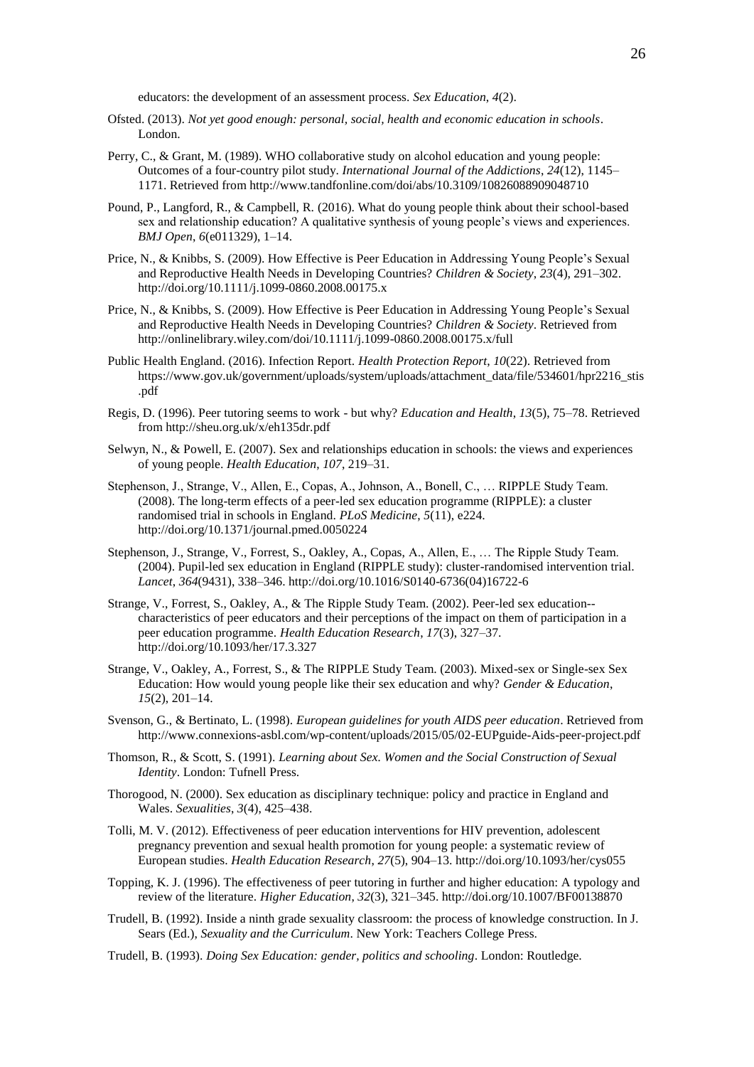educators: the development of an assessment process. *Sex Education, 4*(2).

Ofsted. (2013). *Not yet good enough: personal, social, health and economic education in schools*. London.

Perry, C., & Grant, M. (1989). WHO collaborative study on alcohol education and young people: Outcomes of a four-country pilot study. *International Journal of the Addictions*, *24*(12), 1145–1171. Retrieved from http://www.tandfonline.com/doi/abs/10.3109/10826088909048710

Pound, P., Langford, R., & Campbell, R. (2016). What do young people think about their school-based sex and relationship education? A qualitative synthesis of young people's views and experiences. *BMJ Open*, *6*(e011329), 1–14.

Price, N., & Knibbs, S. (2009). How Effective is Peer Education in Addressing Young People's Sexual and Reproductive Health Needs in Developing Countries? *Children & Society*, *23*(4), 291–302. http://doi.org/10.1111/j.1099-0860.2008.00175.x

Price, N., & Knibbs, S. (2009). How Effective is Peer Education in Addressing Young People's Sexual and Reproductive Health Needs in Developing Countries? *Children & Society*. Retrieved from http://onlinelibrary.wiley.com/doi/10.1111/j.1099-0860.2008.00175.x/full

Public Health England. (2016). Infection Report. *Health Protection Report, 10*(22). Retrieved from https://www.gov.uk/government/uploads/system/uploads/attachment_data/file/534601/hpr2216_stis.pdf

Regis, D. (1996). Peer tutoring seems to work - but why? *Education and Health*, *13*(5), 75–78. Retrieved from http://sheu.org.uk/x/eh135dr.pdf

Selwyn, N., & Powell, E. (2007). Sex and relationships education in schools: the views and experiences of young people. *Health Education, 107*, 219–31.

Stephenson, J., Strange, V., Allen, E., Copas, A., Johnson, A., Bonell, C., … RIPPLE Study Team. (2008). The long-term effects of a peer-led sex education programme (RIPPLE): a cluster randomised trial in schools in England. *PLoS Medicine*, *5*(11), e224. http://doi.org/10.1371/journal.pmed.0050224

Stephenson, J., Strange, V., Forrest, S., Oakley, A., Copas, A., Allen, E., … The Ripple Study Team. (2004). Pupil-led sex education in England (RIPPLE study): cluster-randomised intervention trial. *Lancet*, *364*(9431), 338–346. http://doi.org/10.1016/S0140-6736(04)16722-6

Strange, V., Forrest, S., Oakley, A., & The Ripple Study Team. (2002). Peer-led sex education--characteristics of peer educators and their perceptions of the impact on them of participation in a peer education programme. *Health Education Research*, *17*(3), 327–37. http://doi.org/10.1093/her/17.3.327

Strange, V., Oakley, A., Forrest, S., & The RIPPLE Study Team. (2003). Mixed-sex or Single-sex Sex Education: How would young people like their sex education and why? *Gender & Education*, *15*(2), 201–14.

Svenson, G., & Bertinato, L. (1998). *European guidelines for youth AIDS peer education*. Retrieved from http://www.connexions-asbl.com/wp-content/uploads/2015/05/02-EUPguide-Aids-peer-project.pdf

Thomson, R., & Scott, S. (1991). *Learning about Sex. Women and the Social Construction of Sexual Identity*. London: Tufnell Press.

Thorogood, N. (2000). Sex education as disciplinary technique: policy and practice in England and Wales. *Sexualities*, *3*(4), 425–438.

Tolli, M. V. (2012). Effectiveness of peer education interventions for HIV prevention, adolescent pregnancy prevention and sexual health promotion for young people: a systematic review of European studies. *Health Education Research*, *27*(5), 904–13. http://doi.org/10.1093/her/cys055

Topping, K. J. (1996). The effectiveness of peer tutoring in further and higher education: A typology and review of the literature. *Higher Education*, *32*(3), 321–345. http://doi.org/10.1007/BF00138870

Trudell, B. (1992). Inside a ninth grade sexuality classroom: the process of knowledge construction. In J. Sears (Ed.), *Sexuality and the Curriculum*. New York: Teachers College Press.

Trudell, B. (1993). *Doing Sex Education: gender, politics and schooling*. London: Routledge.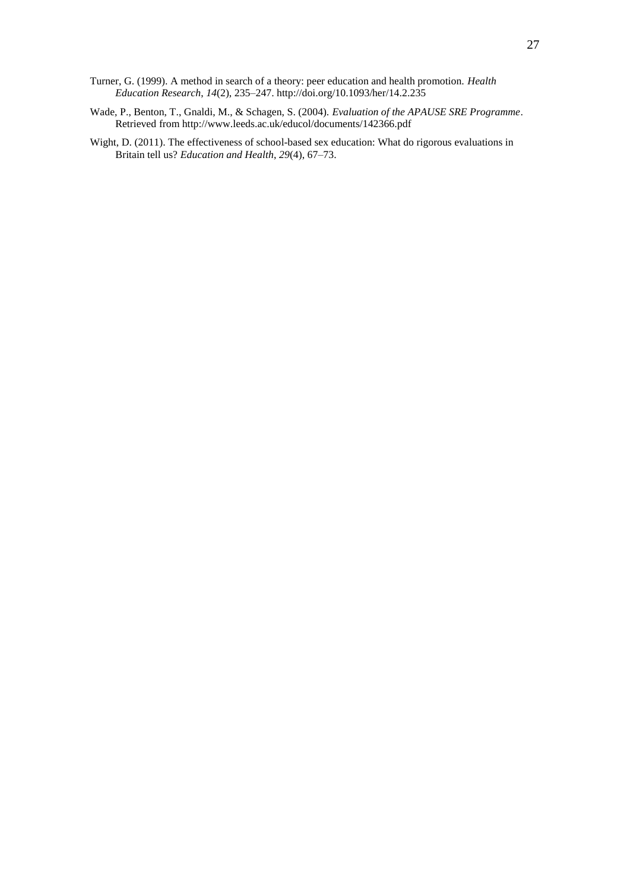Turner, G. (1999). A method in search of a theory: peer education and health promotion. *Health Education Research*, *14*(2), 235–247. http://doi.org/10.1093/her/14.2.235

Wade, P., Benton, T., Gnaldi, M., & Schagen, S. (2004). *Evaluation of the APAUSE SRE Programme*. Retrieved from http://www.leeds.ac.uk/educol/documents/142366.pdf

Wight, D. (2011). The effectiveness of school-based sex education: What do rigorous evaluations in Britain tell us? *Education and Health*, *29*(4), 67–73.